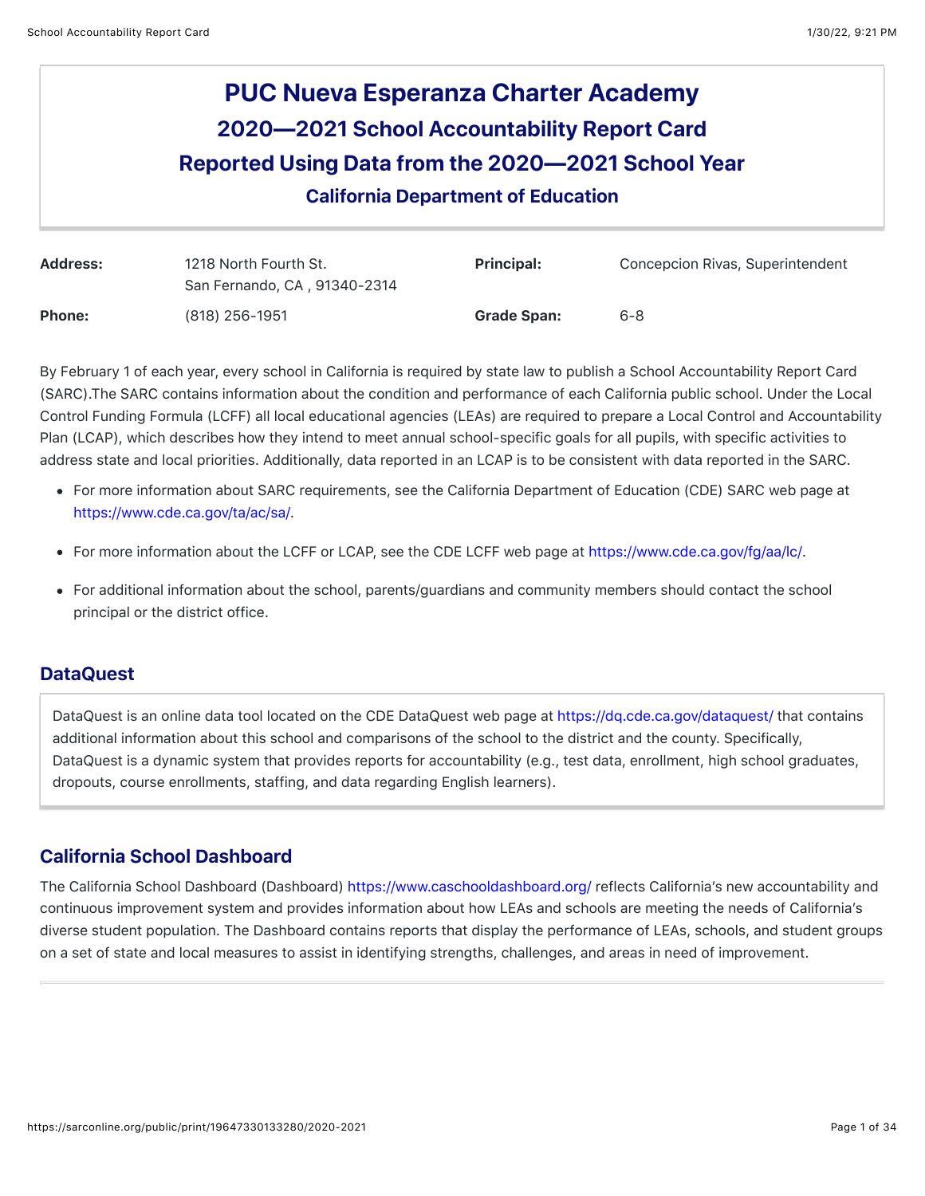# PUC Nueva Esperanza Charter Academy

## 2020—2021 School Accountability Report Card

## Reported Using Data from the 2020—2021 School Year

### California Department of Education

| | | | |
|---|---|---|---|
| **Address:** | 1218 North Fourth St.<br>San Fernando, CA , 91340-2314 | **Principal:** | Concepcion Rivas, Superintendent |
| **Phone:** | (818) 256-1951 | **Grade Span:** | 6-8 |

By February 1 of each year, every school in California is required by state law to publish a School Accountability Report Card (SARC).The SARC contains information about the condition and performance of each California public school. Under the Local Control Funding Formula (LCFF) all local educational agencies (LEAs) are required to prepare a Local Control and Accountability Plan (LCAP), which describes how they intend to meet annual school-specific goals for all pupils, with specific activities to address state and local priorities. Additionally, data reported in an LCAP is to be consistent with data reported in the SARC.

- For more information about SARC requirements, see the California Department of Education (CDE) SARC web page at https://www.cde.ca.gov/ta/ac/sa/.
- For more information about the LCFF or LCAP, see the CDE LCFF web page at https://www.cde.ca.gov/fg/aa/lc/.
- For additional information about the school, parents/guardians and community members should contact the school principal or the district office.

## DataQuest

DataQuest is an online data tool located on the CDE DataQuest web page at https://dq.cde.ca.gov/dataquest/ that contains additional information about this school and comparisons of the school to the district and the county. Specifically, DataQuest is a dynamic system that provides reports for accountability (e.g., test data, enrollment, high school graduates, dropouts, course enrollments, staffing, and data regarding English learners).

## California School Dashboard

The California School Dashboard (Dashboard) https://www.caschooldashboard.org/ reflects California's new accountability and continuous improvement system and provides information about how LEAs and schools are meeting the needs of California's diverse student population. The Dashboard contains reports that display the performance of LEAs, schools, and student groups on a set of state and local measures to assist in identifying strengths, challenges, and areas in need of improvement.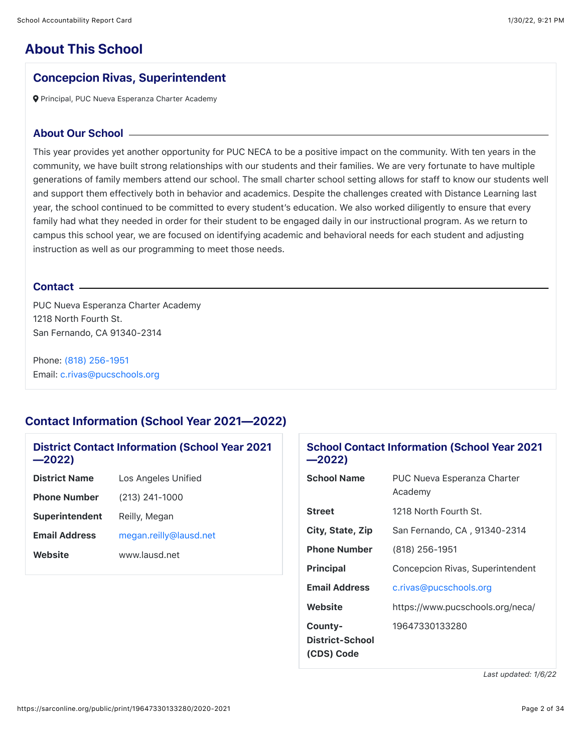# About This School

## Concepcion Rivas, Superintendent

Principal, PUC Nueva Esperanza Charter Academy

### About Our School

This year provides yet another opportunity for PUC NECA to be a positive impact on the community. With ten years in the community, we have built strong relationships with our students and their families. We are very fortunate to have multiple generations of family members attend our school. The small charter school setting allows for staff to know our students well and support them effectively both in behavior and academics. Despite the challenges created with Distance Learning last year, the school continued to be committed to every student's education. We also worked diligently to ensure that every family had what they needed in order for their student to be engaged daily in our instructional program. As we return to campus this school year, we are focused on identifying academic and behavioral needs for each student and adjusting instruction as well as our programming to meet those needs.

### Contact

PUC Nueva Esperanza Charter Academy
1218 North Fourth St.
San Fernando, CA 91340-2314

Phone: (818) 256-1951
Email: c.rivas@pucschools.org

## Contact Information (School Year 2021—2022)

### District Contact Information (School Year 2021—2022)

| | |
|---|---|
| **District Name** | Los Angeles Unified |
| **Phone Number** | (213) 241-1000 |
| **Superintendent** | Reilly, Megan |
| **Email Address** | megan.reilly@lausd.net |
| **Website** | www.lausd.net |

### School Contact Information (School Year 2021—2022)

| | |
|---|---|
| **School Name** | PUC Nueva Esperanza Charter Academy |
| **Street** | 1218 North Fourth St. |
| **City, State, Zip** | San Fernando, CA , 91340-2314 |
| **Phone Number** | (818) 256-1951 |
| **Principal** | Concepcion Rivas, Superintendent |
| **Email Address** | c.rivas@pucschools.org |
| **Website** | https://www.pucschools.org/neca/ |
| **County-District-School (CDS) Code** | 19647330133280 |

*Last updated: 1/6/22*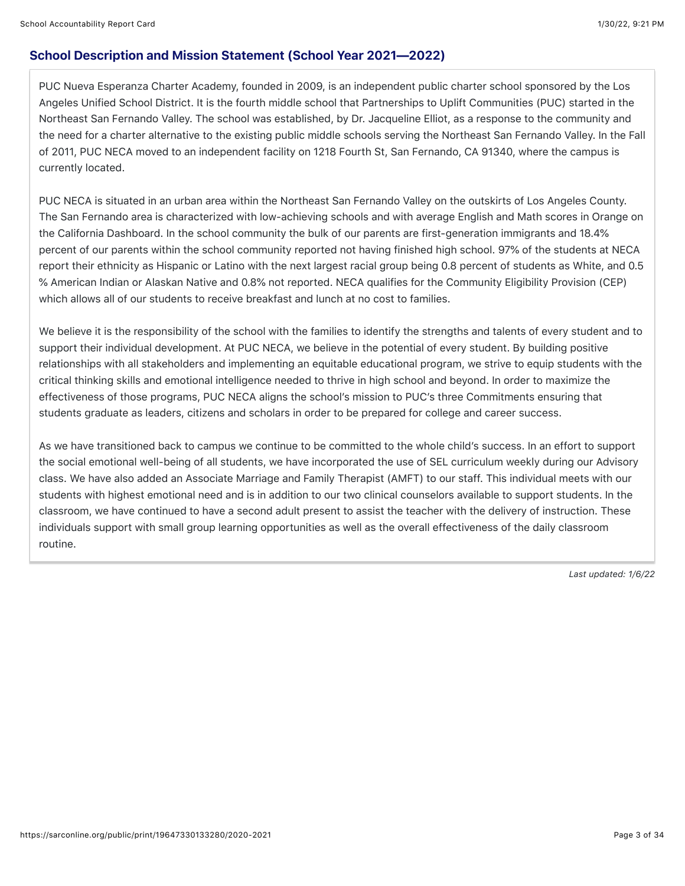## School Description and Mission Statement (School Year 2021—2022)

PUC Nueva Esperanza Charter Academy, founded in 2009, is an independent public charter school sponsored by the Los Angeles Unified School District. It is the fourth middle school that Partnerships to Uplift Communities (PUC) started in the Northeast San Fernando Valley. The school was established, by Dr. Jacqueline Elliot, as a response to the community and the need for a charter alternative to the existing public middle schools serving the Northeast San Fernando Valley. In the Fall of 2011, PUC NECA moved to an independent facility on 1218 Fourth St, San Fernando, CA 91340, where the campus is currently located.

PUC NECA is situated in an urban area within the Northeast San Fernando Valley on the outskirts of Los Angeles County. The San Fernando area is characterized with low-achieving schools and with average English and Math scores in Orange on the California Dashboard. In the school community the bulk of our parents are first-generation immigrants and 18.4% percent of our parents within the school community reported not having finished high school. 97% of the students at NECA report their ethnicity as Hispanic or Latino with the next largest racial group being 0.8 percent of students as White, and 0.5 % American Indian or Alaskan Native and 0.8% not reported. NECA qualifies for the Community Eligibility Provision (CEP) which allows all of our students to receive breakfast and lunch at no cost to families.

We believe it is the responsibility of the school with the families to identify the strengths and talents of every student and to support their individual development. At PUC NECA, we believe in the potential of every student. By building positive relationships with all stakeholders and implementing an equitable educational program, we strive to equip students with the critical thinking skills and emotional intelligence needed to thrive in high school and beyond. In order to maximize the effectiveness of those programs, PUC NECA aligns the school's mission to PUC's three Commitments ensuring that students graduate as leaders, citizens and scholars in order to be prepared for college and career success.

As we have transitioned back to campus we continue to be committed to the whole child's success. In an effort to support the social emotional well-being of all students, we have incorporated the use of SEL curriculum weekly during our Advisory class. We have also added an Associate Marriage and Family Therapist (AMFT) to our staff. This individual meets with our students with highest emotional need and is in addition to our two clinical counselors available to support students. In the classroom, we have continued to have a second adult present to assist the teacher with the delivery of instruction. These individuals support with small group learning opportunities as well as the overall effectiveness of the daily classroom routine.

*Last updated: 1/6/22*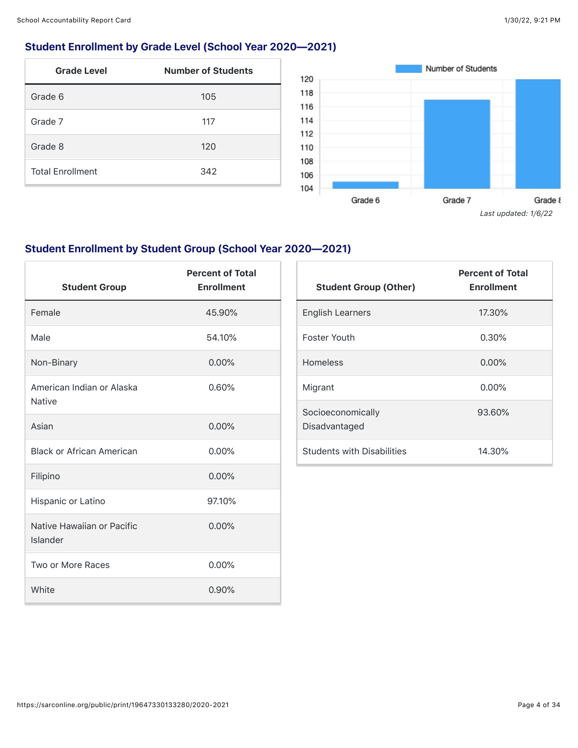## Student Enrollment by Grade Level (School Year 2020—2021)

| Grade Level | Number of Students |
|---|---|
| Grade 6 | 105 |
| Grade 7 | 117 |
| Grade 8 | 120 |
| Total Enrollment | 342 |

*Last updated: 1/6/22*

## Student Enrollment by Student Group (School Year 2020—2021)

| Student Group | Percent of Total Enrollment |
|---|---|
| Female | 45.90% |
| Male | 54.10% |
| Non-Binary | 0.00% |
| American Indian or Alaska Native | 0.60% |
| Asian | 0.00% |
| Black or African American | 0.00% |
| Filipino | 0.00% |
| Hispanic or Latino | 97.10% |
| Native Hawaiian or Pacific Islander | 0.00% |
| Two or More Races | 0.00% |
| White | 0.90% |

| Student Group (Other) | Percent of Total Enrollment |
|---|---|
| English Learners | 17.30% |
| Foster Youth | 0.30% |
| Homeless | 0.00% |
| Migrant | 0.00% |
| Socioeconomically Disadvantaged | 93.60% |
| Students with Disabilities | 14.30% |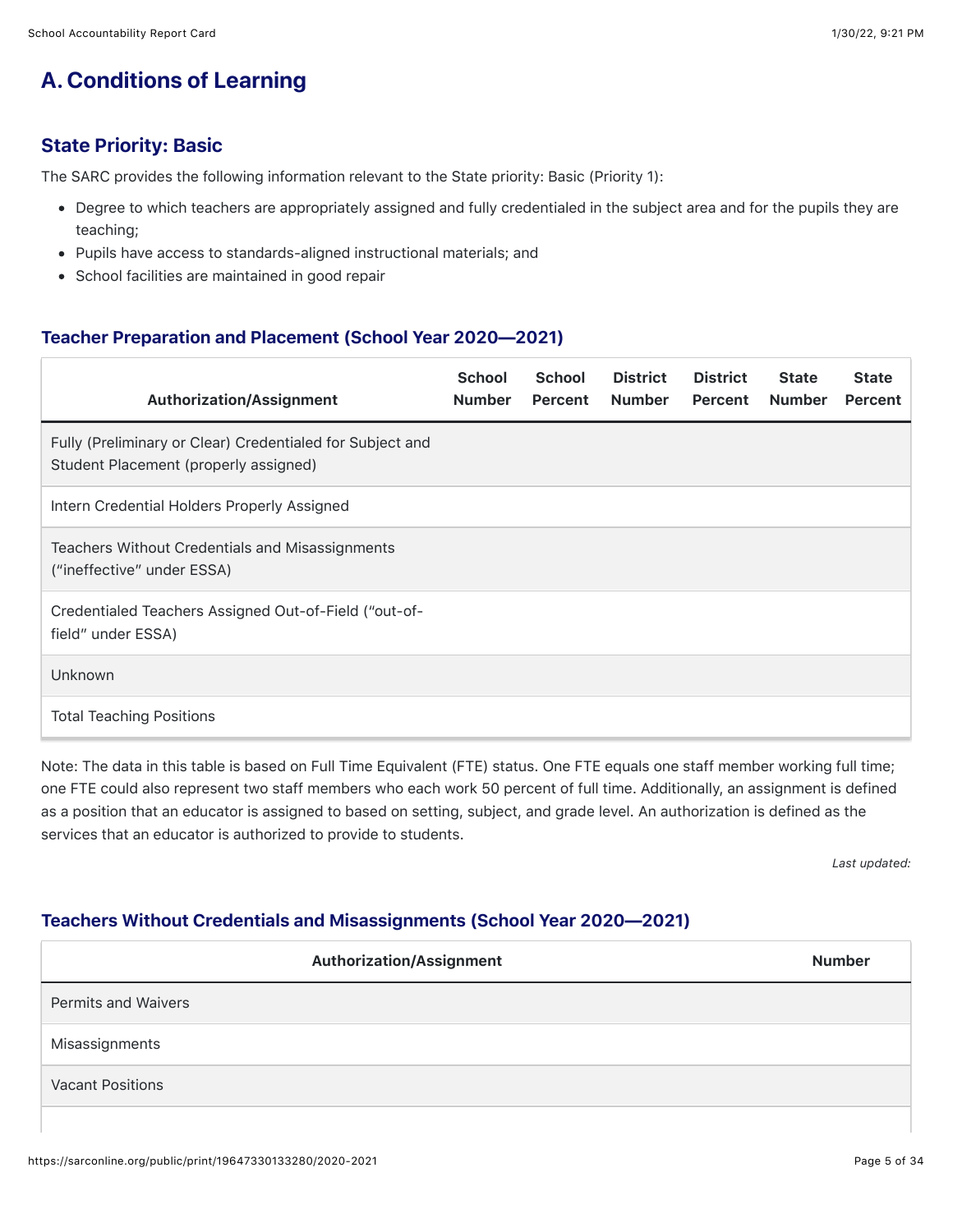# A. Conditions of Learning

## State Priority: Basic

The SARC provides the following information relevant to the State priority: Basic (Priority 1):

- Degree to which teachers are appropriately assigned and fully credentialed in the subject area and for the pupils they are teaching;
- Pupils have access to standards-aligned instructional materials; and
- School facilities are maintained in good repair

### Teacher Preparation and Placement (School Year 2020—2021)

| Authorization/Assignment | School Number | School Percent | District Number | District Percent | State Number | State Percent |
|---|---|---|---|---|---|---|
| Fully (Preliminary or Clear) Credentialed for Subject and Student Placement (properly assigned) | | | | | | |
| Intern Credential Holders Properly Assigned | | | | | | |
| Teachers Without Credentials and Misassignments ("ineffective" under ESSA) | | | | | | |
| Credentialed Teachers Assigned Out-of-Field ("out-of-field" under ESSA) | | | | | | |
| Unknown | | | | | | |
| Total Teaching Positions | | | | | | |

Note: The data in this table is based on Full Time Equivalent (FTE) status. One FTE equals one staff member working full time; one FTE could also represent two staff members who each work 50 percent of full time. Additionally, an assignment is defined as a position that an educator is assigned to based on setting, subject, and grade level. An authorization is defined as the services that an educator is authorized to provide to students.

*Last updated:*

### Teachers Without Credentials and Misassignments (School Year 2020—2021)

| Authorization/Assignment | Number |
|---|---|
| Permits and Waivers | |
| Misassignments | |
| Vacant Positions | |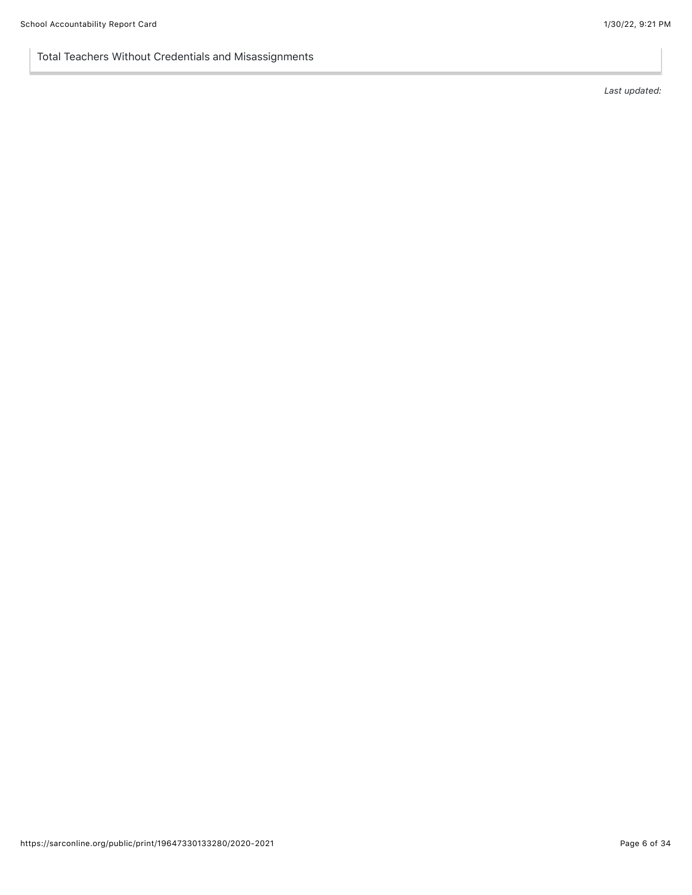Total Teachers Without Credentials and Misassignments

*Last updated:*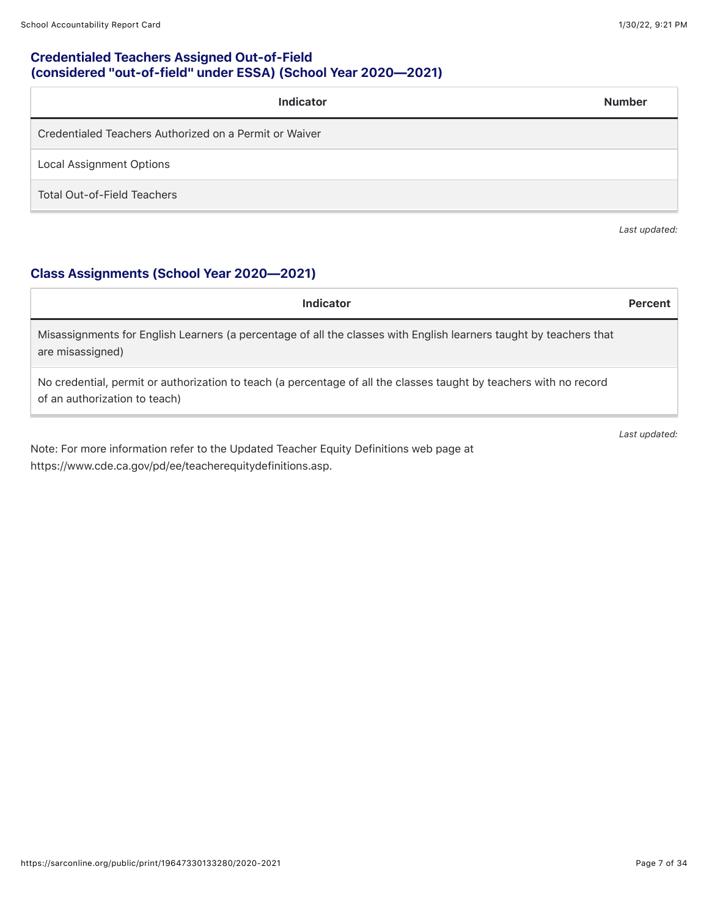### Credentialed Teachers Assigned Out-of-Field (considered "out-of-field" under ESSA) (School Year 2020—2021)

| Indicator | Number |
| --- | --- |
| Credentialed Teachers Authorized on a Permit or Waiver | |
| Local Assignment Options | |
| Total Out-of-Field Teachers | |

*Last updated:*

### Class Assignments (School Year 2020—2021)

| Indicator | Percent |
| --- | --- |
| Misassignments for English Learners (a percentage of all the classes with English learners taught by teachers that are misassigned) | |
| No credential, permit or authorization to teach (a percentage of all the classes taught by teachers with no record of an authorization to teach) | |

*Last updated:*

Note: For more information refer to the Updated Teacher Equity Definitions web page at https://www.cde.ca.gov/pd/ee/teacherequitydefinitions.asp.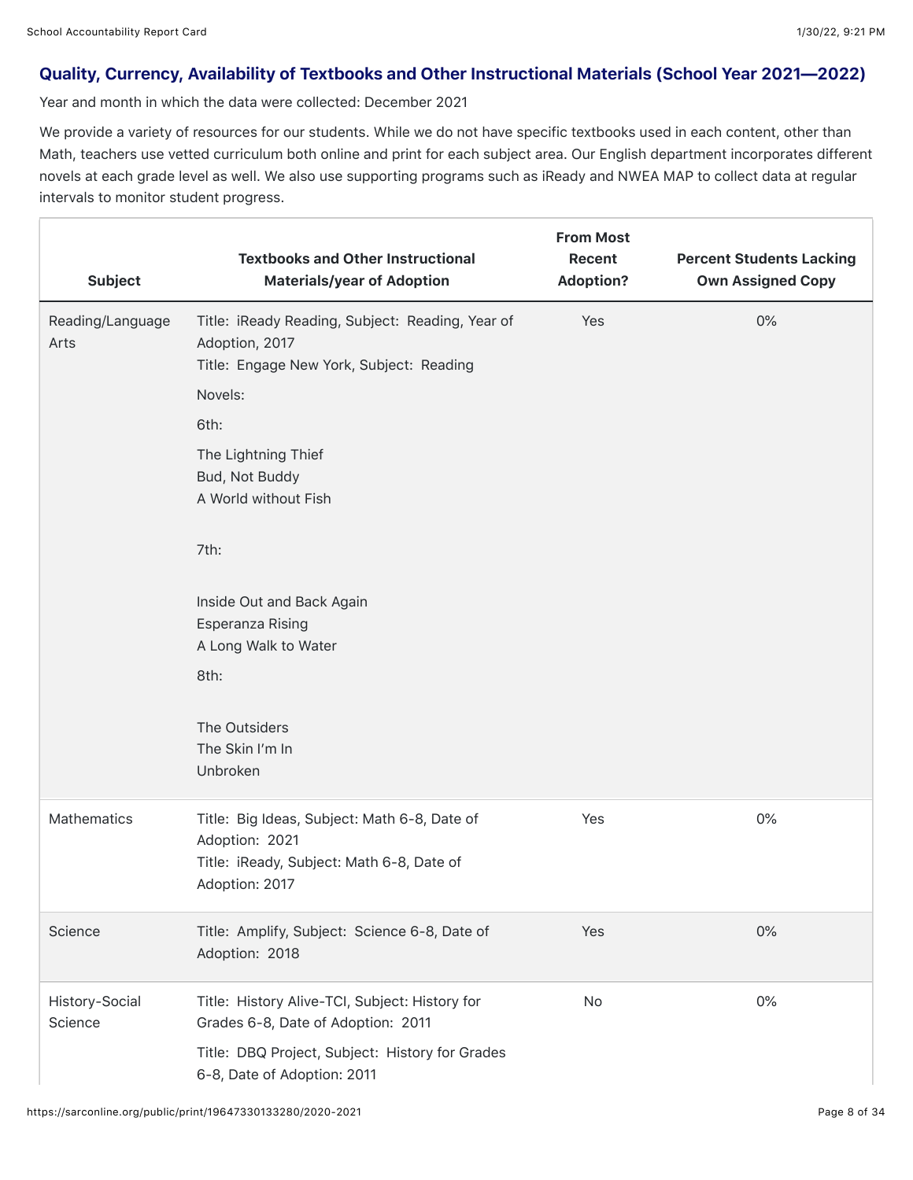## Quality, Currency, Availability of Textbooks and Other Instructional Materials (School Year 2021—2022)

Year and month in which the data were collected: December 2021

We provide a variety of resources for our students. While we do not have specific textbooks used in each content, other than Math, teachers use vetted curriculum both online and print for each subject area. Our English department incorporates different novels at each grade level as well. We also use supporting programs such as iReady and NWEA MAP to collect data at regular intervals to monitor student progress.

| Subject | Textbooks and Other Instructional Materials/year of Adoption | From Most Recent Adoption? | Percent Students Lacking Own Assigned Copy |
|---|---|---|---|
| Reading/Language Arts | Title: iReady Reading, Subject: Reading, Year of Adoption, 2017<br>Title: Engage New York, Subject: Reading<br>Novels:<br>6th:<br>The Lightning Thief<br>Bud, Not Buddy<br>A World without Fish<br>7th:<br>Inside Out and Back Again<br>Esperanza Rising<br>A Long Walk to Water<br>8th:<br>The Outsiders<br>The Skin I'm In<br>Unbroken | Yes | 0% |
| Mathematics | Title: Big Ideas, Subject: Math 6-8, Date of Adoption: 2021<br>Title: iReady, Subject: Math 6-8, Date of Adoption: 2017 | Yes | 0% |
| Science | Title: Amplify, Subject: Science 6-8, Date of Adoption: 2018 | Yes | 0% |
| History-Social Science | Title: History Alive-TCI, Subject: History for Grades 6-8, Date of Adoption: 2011<br>Title: DBQ Project, Subject: History for Grades 6-8, Date of Adoption: 2011 | No | 0% |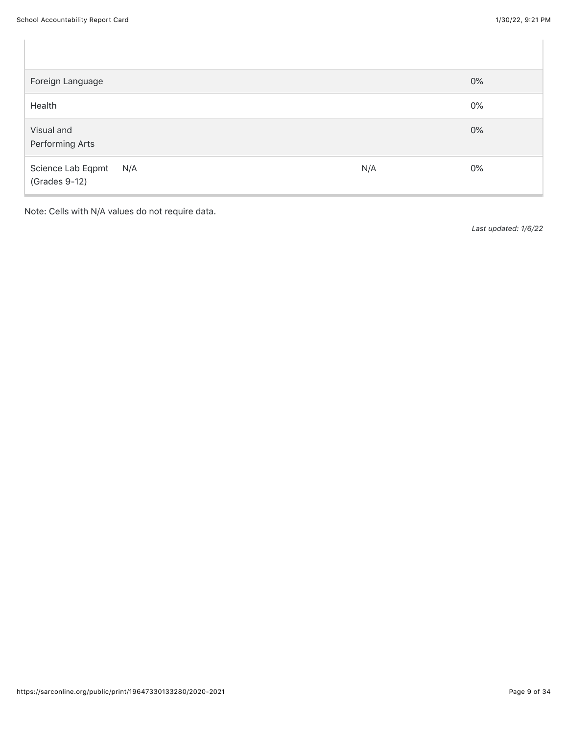| | | | |
|---|---|---|---|
| Foreign Language | | | 0% |
| Health | | | 0% |
| Visual and Performing Arts | | | 0% |
| Science Lab Eqpmt (Grades 9-12) | N/A | N/A | 0% |

Note: Cells with N/A values do not require data.

*Last updated: 1/6/22*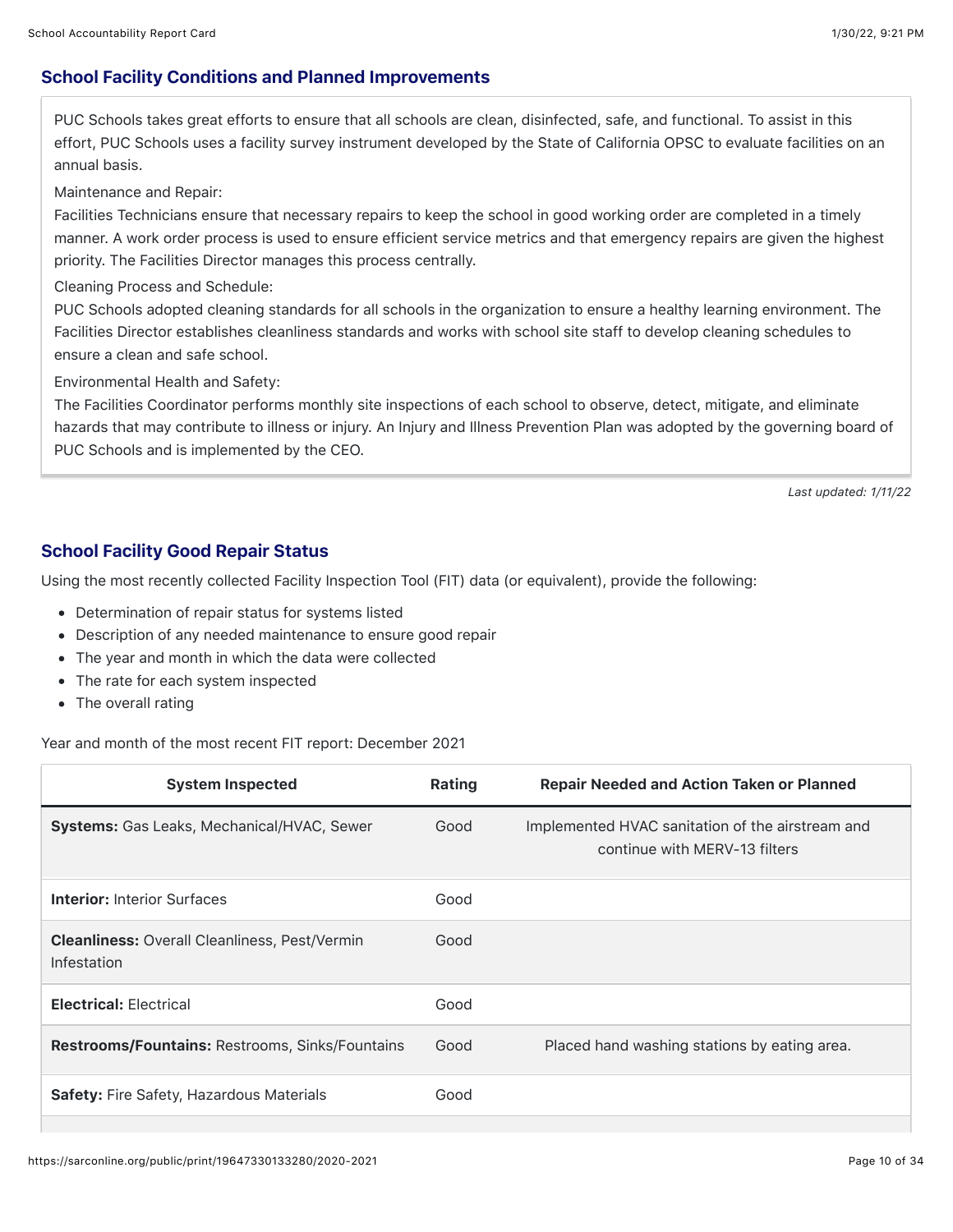## School Facility Conditions and Planned Improvements

PUC Schools takes great efforts to ensure that all schools are clean, disinfected, safe, and functional. To assist in this effort, PUC Schools uses a facility survey instrument developed by the State of California OPSC to evaluate facilities on an annual basis.

Maintenance and Repair:

Facilities Technicians ensure that necessary repairs to keep the school in good working order are completed in a timely manner. A work order process is used to ensure efficient service metrics and that emergency repairs are given the highest priority. The Facilities Director manages this process centrally.

Cleaning Process and Schedule:

PUC Schools adopted cleaning standards for all schools in the organization to ensure a healthy learning environment. The Facilities Director establishes cleanliness standards and works with school site staff to develop cleaning schedules to ensure a clean and safe school.

Environmental Health and Safety:

The Facilities Coordinator performs monthly site inspections of each school to observe, detect, mitigate, and eliminate hazards that may contribute to illness or injury. An Injury and Illness Prevention Plan was adopted by the governing board of PUC Schools and is implemented by the CEO.

*Last updated: 1/11/22*

## School Facility Good Repair Status

Using the most recently collected Facility Inspection Tool (FIT) data (or equivalent), provide the following:

- Determination of repair status for systems listed
- Description of any needed maintenance to ensure good repair
- The year and month in which the data were collected
- The rate for each system inspected
- The overall rating

Year and month of the most recent FIT report: December 2021

| System Inspected | Rating | Repair Needed and Action Taken or Planned |
|---|---|---|
| **Systems:** Gas Leaks, Mechanical/HVAC, Sewer | Good | Implemented HVAC sanitation of the airstream and continue with MERV-13 filters |
| **Interior:** Interior Surfaces | Good | |
| **Cleanliness:** Overall Cleanliness, Pest/Vermin Infestation | Good | |
| **Electrical:** Electrical | Good | |
| **Restrooms/Fountains:** Restrooms, Sinks/Fountains | Good | Placed hand washing stations by eating area. |
| **Safety:** Fire Safety, Hazardous Materials | Good | |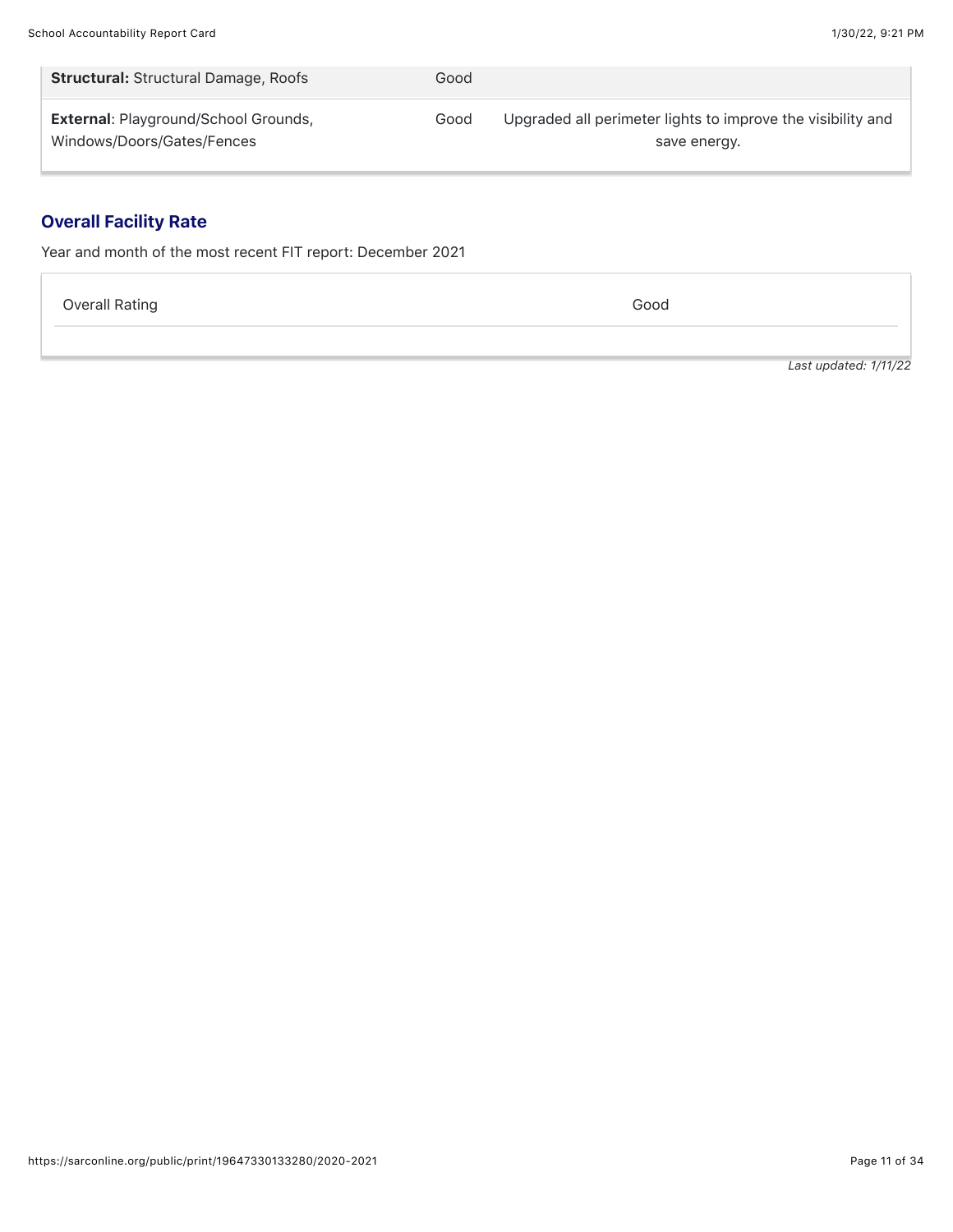| | | |
|---|---|---|
| **Structural:** Structural Damage, Roofs | Good | |
| **External**: Playground/School Grounds, Windows/Doors/Gates/Fences | Good | Upgraded all perimeter lights to improve the visibility and save energy. |

## Overall Facility Rate

Year and month of the most recent FIT report: December 2021

| | |
|---|---|
| Overall Rating | Good |

*Last updated: 1/11/22*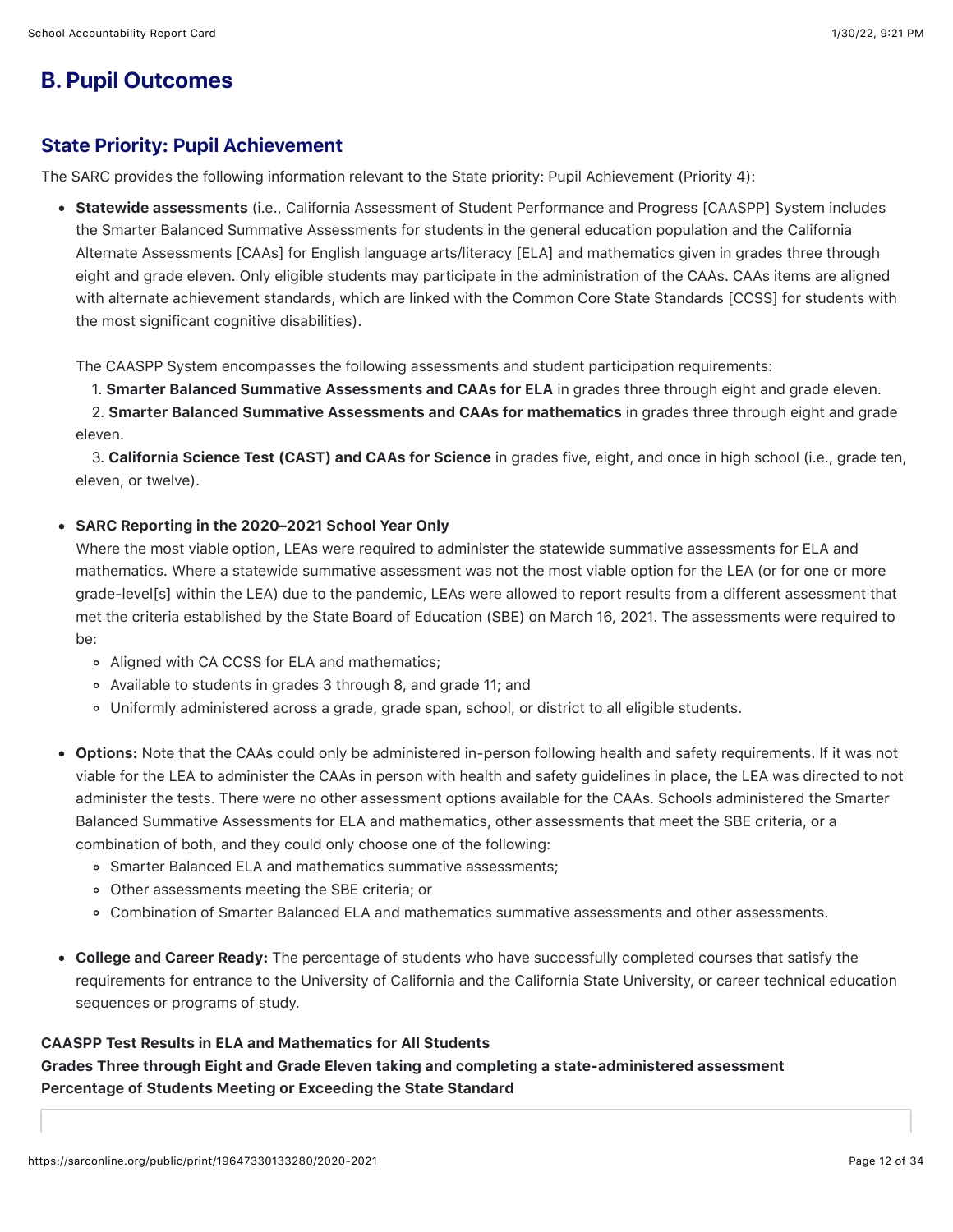## B. Pupil Outcomes

### State Priority: Pupil Achievement

The SARC provides the following information relevant to the State priority: Pupil Achievement (Priority 4):

- **Statewide assessments** (i.e., California Assessment of Student Performance and Progress [CAASPP] System includes the Smarter Balanced Summative Assessments for students in the general education population and the California Alternate Assessments [CAAs] for English language arts/literacy [ELA] and mathematics given in grades three through eight and grade eleven. Only eligible students may participate in the administration of the CAAs. CAAs items are aligned with alternate achievement standards, which are linked with the Common Core State Standards [CCSS] for students with the most significant cognitive disabilities).

  The CAASPP System encompasses the following assessments and student participation requirements:

  1. **Smarter Balanced Summative Assessments and CAAs for ELA** in grades three through eight and grade eleven.
  2. **Smarter Balanced Summative Assessments and CAAs for mathematics** in grades three through eight and grade eleven.
  3. **California Science Test (CAST) and CAAs for Science** in grades five, eight, and once in high school (i.e., grade ten, eleven, or twelve).

- **SARC Reporting in the 2020–2021 School Year Only**
  Where the most viable option, LEAs were required to administer the statewide summative assessments for ELA and mathematics. Where a statewide summative assessment was not the most viable option for the LEA (or for one or more grade-level[s] within the LEA) due to the pandemic, LEAs were allowed to report results from a different assessment that met the criteria established by the State Board of Education (SBE) on March 16, 2021. The assessments were required to be:
  - Aligned with CA CCSS for ELA and mathematics;
  - Available to students in grades 3 through 8, and grade 11; and
  - Uniformly administered across a grade, grade span, school, or district to all eligible students.

- **Options:** Note that the CAAs could only be administered in-person following health and safety requirements. If it was not viable for the LEA to administer the CAAs in person with health and safety guidelines in place, the LEA was directed to not administer the tests. There were no other assessment options available for the CAAs. Schools administered the Smarter Balanced Summative Assessments for ELA and mathematics, other assessments that meet the SBE criteria, or a combination of both, and they could only choose one of the following:
  - Smarter Balanced ELA and mathematics summative assessments;
  - Other assessments meeting the SBE criteria; or
  - Combination of Smarter Balanced ELA and mathematics summative assessments and other assessments.

- **College and Career Ready:** The percentage of students who have successfully completed courses that satisfy the requirements for entrance to the University of California and the California State University, or career technical education sequences or programs of study.

**CAASPP Test Results in ELA and Mathematics for All Students**
**Grades Three through Eight and Grade Eleven taking and completing a state-administered assessment**
**Percentage of Students Meeting or Exceeding the State Standard**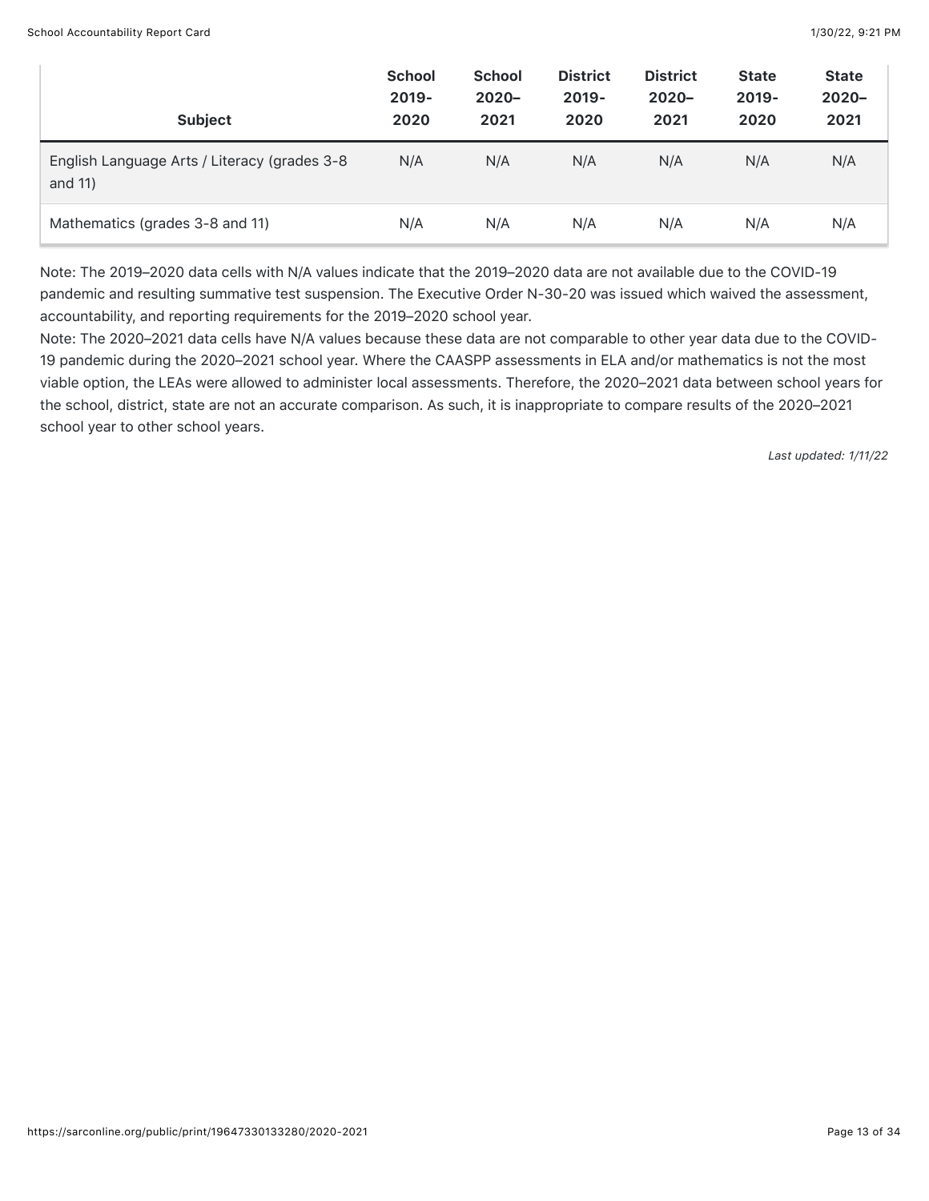| Subject | School 2019-2020 | School 2020–2021 | District 2019-2020 | District 2020–2021 | State 2019-2020 | State 2020–2021 |
|---|---|---|---|---|---|---|
| English Language Arts / Literacy (grades 3-8 and 11) | N/A | N/A | N/A | N/A | N/A | N/A |
| Mathematics (grades 3-8 and 11) | N/A | N/A | N/A | N/A | N/A | N/A |

Note: The 2019–2020 data cells with N/A values indicate that the 2019–2020 data are not available due to the COVID-19 pandemic and resulting summative test suspension. The Executive Order N-30-20 was issued which waived the assessment, accountability, and reporting requirements for the 2019–2020 school year.

Note: The 2020–2021 data cells have N/A values because these data are not comparable to other year data due to the COVID-19 pandemic during the 2020–2021 school year. Where the CAASPP assessments in ELA and/or mathematics is not the most viable option, the LEAs were allowed to administer local assessments. Therefore, the 2020–2021 data between school years for the school, district, state are not an accurate comparison. As such, it is inappropriate to compare results of the 2020–2021 school year to other school years.

*Last updated: 1/11/22*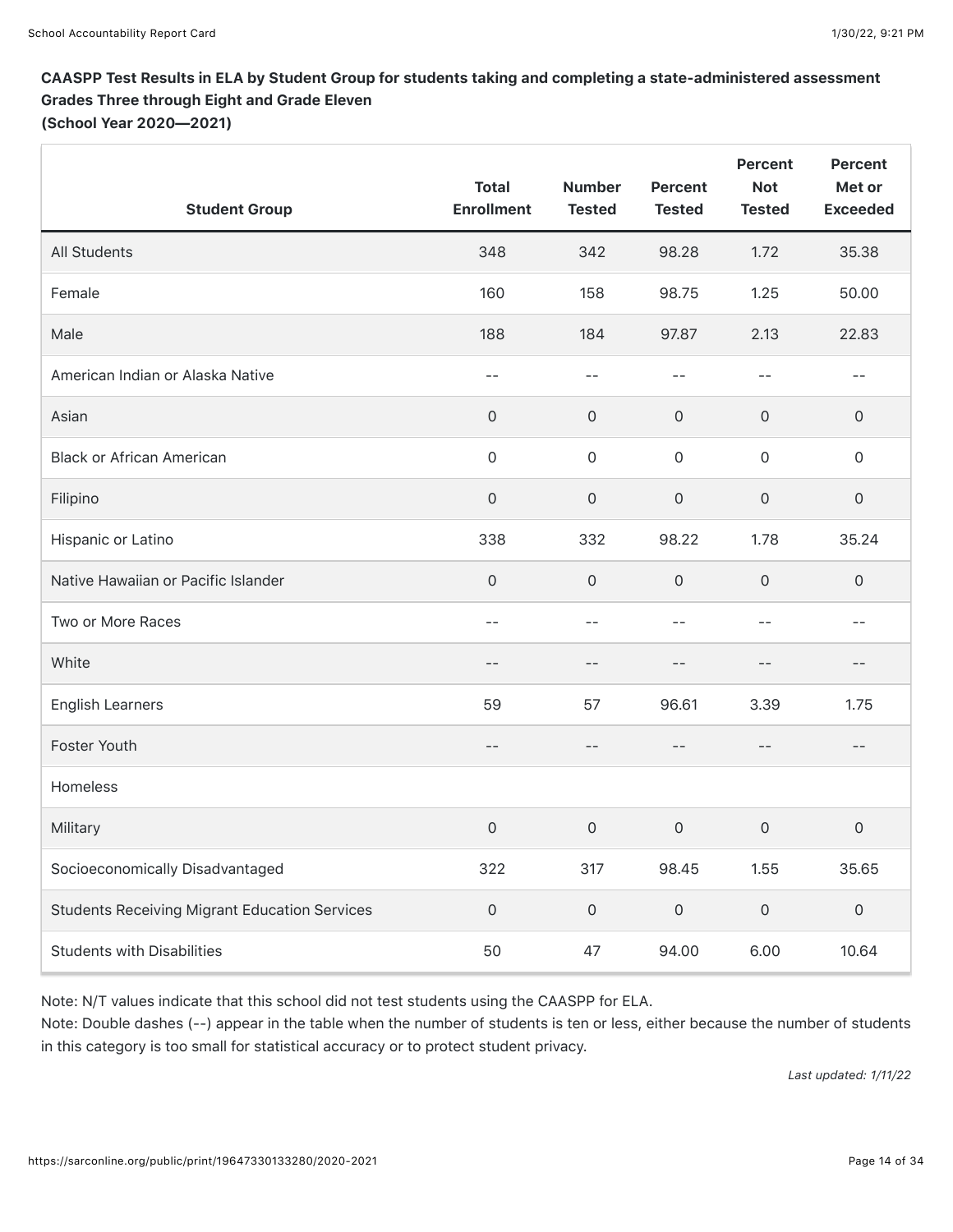**CAASPP Test Results in ELA by Student Group for students taking and completing a state-administered assessment Grades Three through Eight and Grade Eleven (School Year 2020—2021)**

| Student Group | Total Enrollment | Number Tested | Percent Tested | Percent Not Tested | Percent Met or Exceeded |
|---|---|---|---|---|---|
| All Students | 348 | 342 | 98.28 | 1.72 | 35.38 |
| Female | 160 | 158 | 98.75 | 1.25 | 50.00 |
| Male | 188 | 184 | 97.87 | 2.13 | 22.83 |
| American Indian or Alaska Native | -- | -- | -- | -- | -- |
| Asian | 0 | 0 | 0 | 0 | 0 |
| Black or African American | 0 | 0 | 0 | 0 | 0 |
| Filipino | 0 | 0 | 0 | 0 | 0 |
| Hispanic or Latino | 338 | 332 | 98.22 | 1.78 | 35.24 |
| Native Hawaiian or Pacific Islander | 0 | 0 | 0 | 0 | 0 |
| Two or More Races | -- | -- | -- | -- | -- |
| White | -- | -- | -- | -- | -- |
| English Learners | 59 | 57 | 96.61 | 3.39 | 1.75 |
| Foster Youth | -- | -- | -- | -- | -- |
| Homeless | | | | | |
| Military | 0 | 0 | 0 | 0 | 0 |
| Socioeconomically Disadvantaged | 322 | 317 | 98.45 | 1.55 | 35.65 |
| Students Receiving Migrant Education Services | 0 | 0 | 0 | 0 | 0 |
| Students with Disabilities | 50 | 47 | 94.00 | 6.00 | 10.64 |

Note: N/T values indicate that this school did not test students using the CAASPP for ELA.

Note: Double dashes (--) appear in the table when the number of students is ten or less, either because the number of students in this category is too small for statistical accuracy or to protect student privacy.

*Last updated: 1/11/22*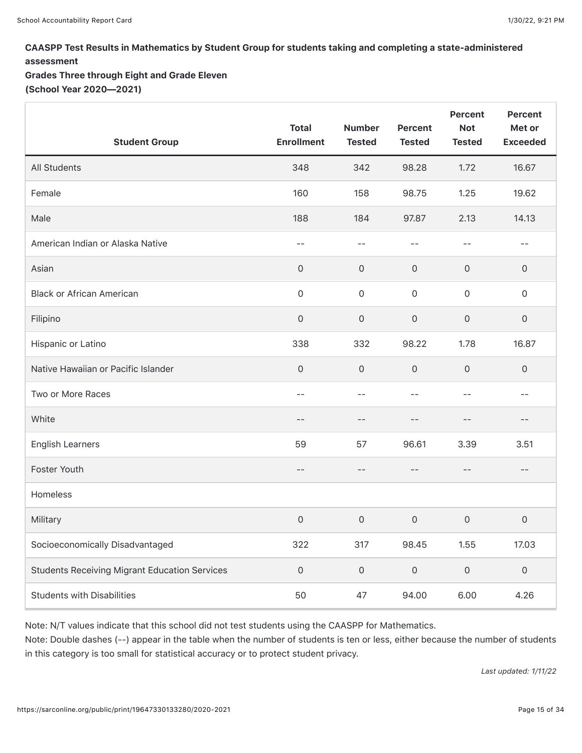**CAASPP Test Results in Mathematics by Student Group for students taking and completing a state-administered assessment**
**Grades Three through Eight and Grade Eleven**
**(School Year 2020—2021)**

| Student Group | Total Enrollment | Number Tested | Percent Tested | Percent Not Tested | Percent Met or Exceeded |
|---|---|---|---|---|---|
| All Students | 348 | 342 | 98.28 | 1.72 | 16.67 |
| Female | 160 | 158 | 98.75 | 1.25 | 19.62 |
| Male | 188 | 184 | 97.87 | 2.13 | 14.13 |
| American Indian or Alaska Native | -- | -- | -- | -- | -- |
| Asian | 0 | 0 | 0 | 0 | 0 |
| Black or African American | 0 | 0 | 0 | 0 | 0 |
| Filipino | 0 | 0 | 0 | 0 | 0 |
| Hispanic or Latino | 338 | 332 | 98.22 | 1.78 | 16.87 |
| Native Hawaiian or Pacific Islander | 0 | 0 | 0 | 0 | 0 |
| Two or More Races | -- | -- | -- | -- | -- |
| White | -- | -- | -- | -- | -- |
| English Learners | 59 | 57 | 96.61 | 3.39 | 3.51 |
| Foster Youth | -- | -- | -- | -- | -- |
| Homeless | | | | | |
| Military | 0 | 0 | 0 | 0 | 0 |
| Socioeconomically Disadvantaged | 322 | 317 | 98.45 | 1.55 | 17.03 |
| Students Receiving Migrant Education Services | 0 | 0 | 0 | 0 | 0 |
| Students with Disabilities | 50 | 47 | 94.00 | 6.00 | 4.26 |

Note: N/T values indicate that this school did not test students using the CAASPP for Mathematics.

Note: Double dashes (--) appear in the table when the number of students is ten or less, either because the number of students in this category is too small for statistical accuracy or to protect student privacy.

*Last updated: 1/11/22*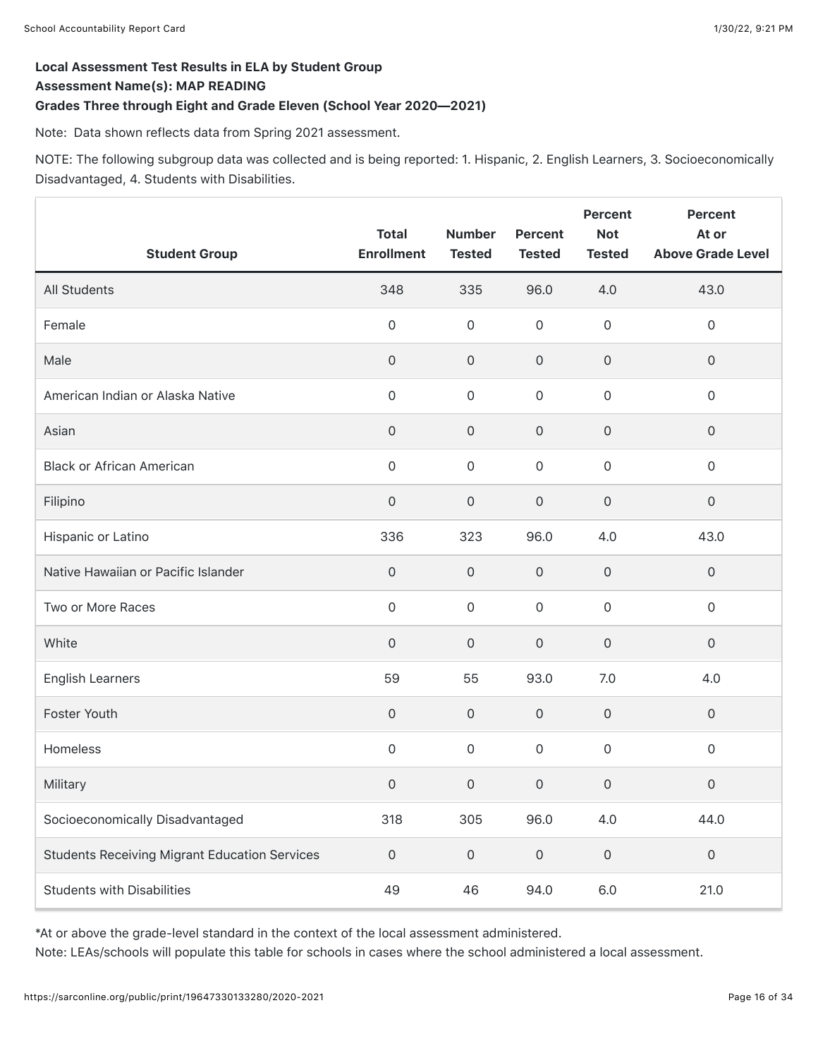**Local Assessment Test Results in ELA by Student Group**

**Assessment Name(s): MAP READING**

**Grades Three through Eight and Grade Eleven (School Year 2020—2021)**

Note: Data shown reflects data from Spring 2021 assessment.

NOTE: The following subgroup data was collected and is being reported: 1. Hispanic, 2. English Learners, 3. Socioeconomically Disadvantaged, 4. Students with Disabilities.

| Student Group | Total Enrollment | Number Tested | Percent Tested | Percent Not Tested | Percent At or Above Grade Level |
|---|---|---|---|---|---|
| All Students | 348 | 335 | 96.0 | 4.0 | 43.0 |
| Female | 0 | 0 | 0 | 0 | 0 |
| Male | 0 | 0 | 0 | 0 | 0 |
| American Indian or Alaska Native | 0 | 0 | 0 | 0 | 0 |
| Asian | 0 | 0 | 0 | 0 | 0 |
| Black or African American | 0 | 0 | 0 | 0 | 0 |
| Filipino | 0 | 0 | 0 | 0 | 0 |
| Hispanic or Latino | 336 | 323 | 96.0 | 4.0 | 43.0 |
| Native Hawaiian or Pacific Islander | 0 | 0 | 0 | 0 | 0 |
| Two or More Races | 0 | 0 | 0 | 0 | 0 |
| White | 0 | 0 | 0 | 0 | 0 |
| English Learners | 59 | 55 | 93.0 | 7.0 | 4.0 |
| Foster Youth | 0 | 0 | 0 | 0 | 0 |
| Homeless | 0 | 0 | 0 | 0 | 0 |
| Military | 0 | 0 | 0 | 0 | 0 |
| Socioeconomically Disadvantaged | 318 | 305 | 96.0 | 4.0 | 44.0 |
| Students Receiving Migrant Education Services | 0 | 0 | 0 | 0 | 0 |
| Students with Disabilities | 49 | 46 | 94.0 | 6.0 | 21.0 |

*At or above the grade-level standard in the context of the local assessment administered.

Note: LEAs/schools will populate this table for schools in cases where the school administered a local assessment.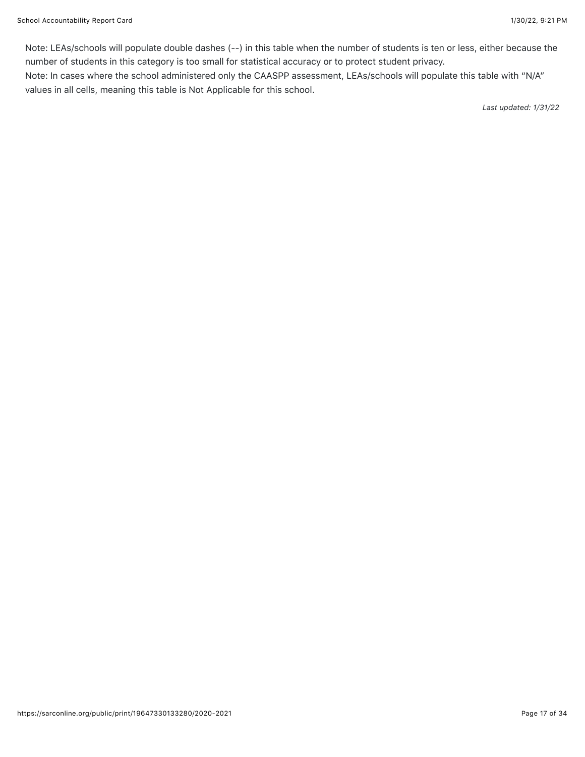Note: LEAs/schools will populate double dashes (--) in this table when the number of students is ten or less, either because the number of students in this category is too small for statistical accuracy or to protect student privacy.
Note: In cases where the school administered only the CAASPP assessment, LEAs/schools will populate this table with "N/A" values in all cells, meaning this table is Not Applicable for this school.

*Last updated: 1/31/22*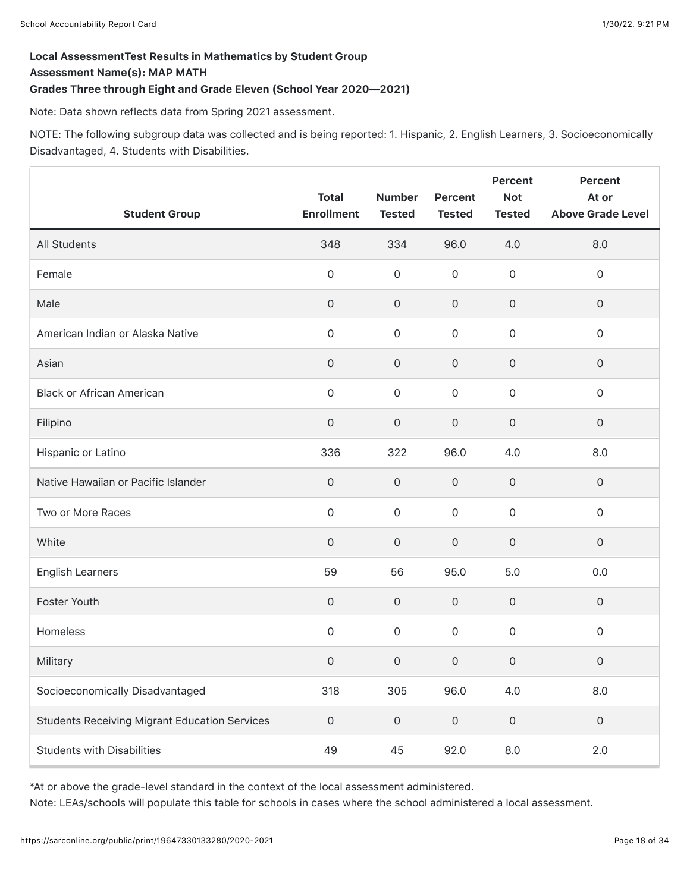### Local AssessmentTest Results in Mathematics by Student Group

### Assessment Name(s): MAP MATH

### Grades Three through Eight and Grade Eleven (School Year 2020—2021)

Note: Data shown reflects data from Spring 2021 assessment.

NOTE: The following subgroup data was collected and is being reported: 1. Hispanic, 2. English Learners, 3. Socioeconomically Disadvantaged, 4. Students with Disabilities.

| Student Group | Total Enrollment | Number Tested | Percent Tested | Percent Not Tested | Percent At or Above Grade Level |
|---|---|---|---|---|---|
| All Students | 348 | 334 | 96.0 | 4.0 | 8.0 |
| Female | 0 | 0 | 0 | 0 | 0 |
| Male | 0 | 0 | 0 | 0 | 0 |
| American Indian or Alaska Native | 0 | 0 | 0 | 0 | 0 |
| Asian | 0 | 0 | 0 | 0 | 0 |
| Black or African American | 0 | 0 | 0 | 0 | 0 |
| Filipino | 0 | 0 | 0 | 0 | 0 |
| Hispanic or Latino | 336 | 322 | 96.0 | 4.0 | 8.0 |
| Native Hawaiian or Pacific Islander | 0 | 0 | 0 | 0 | 0 |
| Two or More Races | 0 | 0 | 0 | 0 | 0 |
| White | 0 | 0 | 0 | 0 | 0 |
| English Learners | 59 | 56 | 95.0 | 5.0 | 0.0 |
| Foster Youth | 0 | 0 | 0 | 0 | 0 |
| Homeless | 0 | 0 | 0 | 0 | 0 |
| Military | 0 | 0 | 0 | 0 | 0 |
| Socioeconomically Disadvantaged | 318 | 305 | 96.0 | 4.0 | 8.0 |
| Students Receiving Migrant Education Services | 0 | 0 | 0 | 0 | 0 |
| Students with Disabilities | 49 | 45 | 92.0 | 8.0 | 2.0 |

*At or above the grade-level standard in the context of the local assessment administered.

Note: LEAs/schools will populate this table for schools in cases where the school administered a local assessment.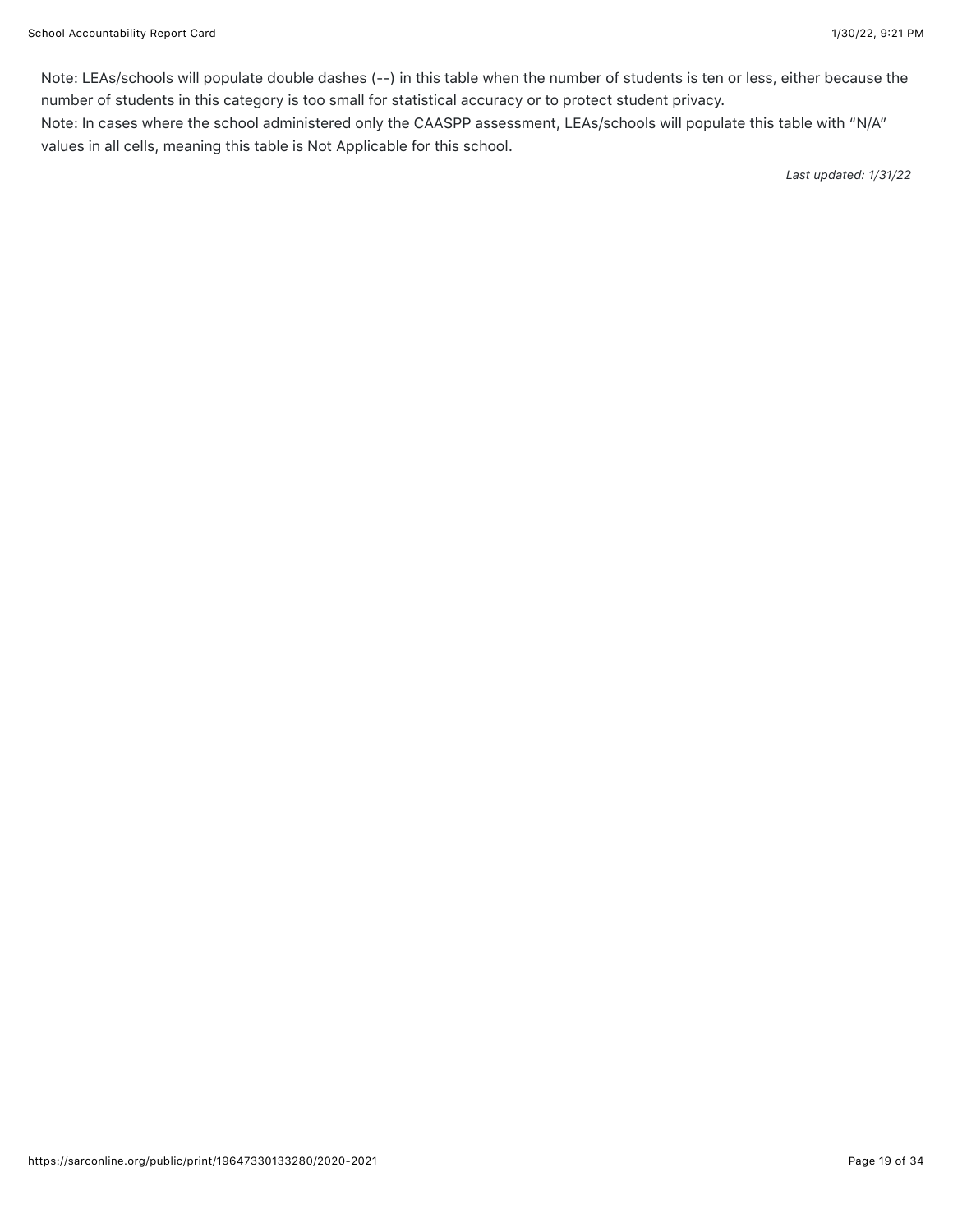Note: LEAs/schools will populate double dashes (--) in this table when the number of students is ten or less, either because the number of students in this category is too small for statistical accuracy or to protect student privacy.
Note: In cases where the school administered only the CAASPP assessment, LEAs/schools will populate this table with "N/A" values in all cells, meaning this table is Not Applicable for this school.

*Last updated: 1/31/22*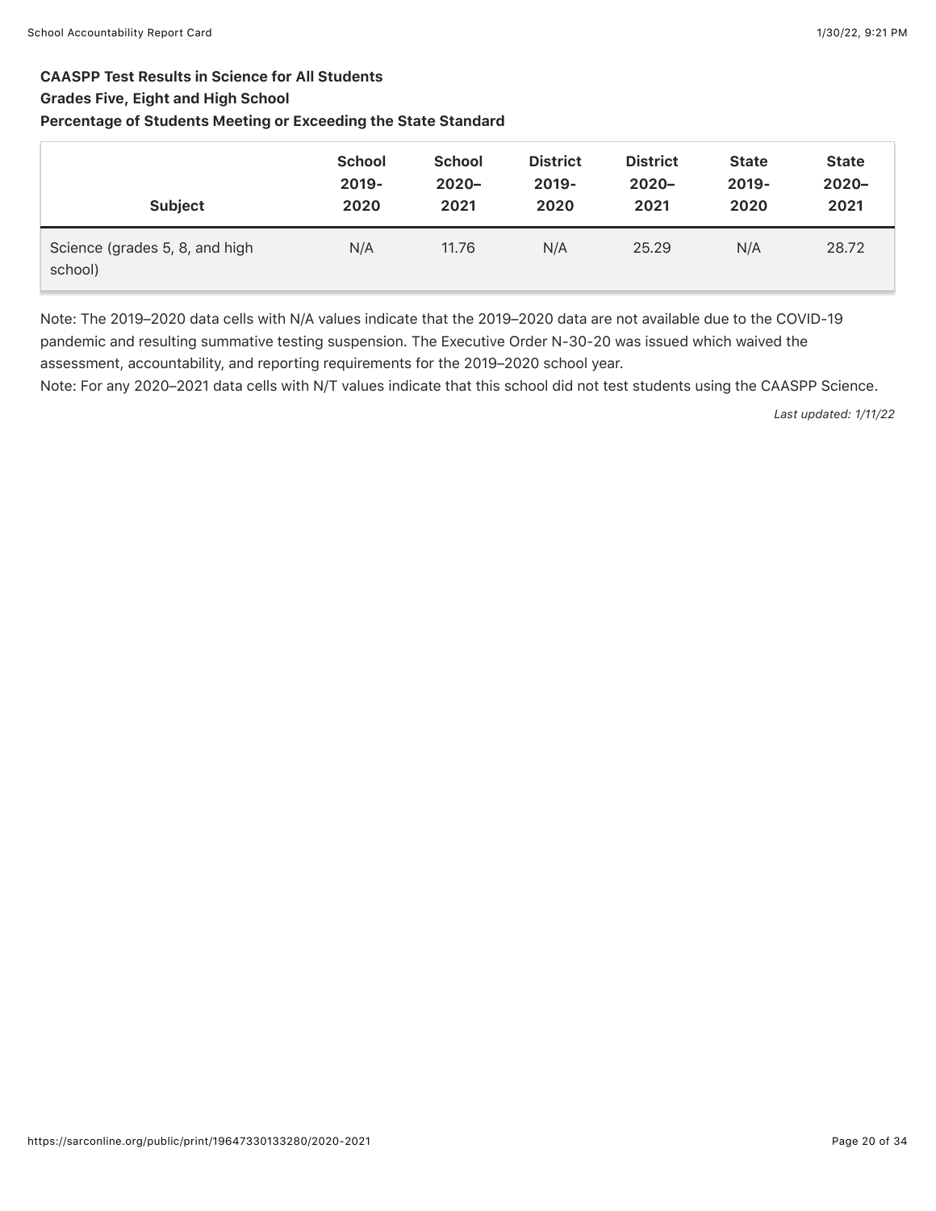**CAASPP Test Results in Science for All Students**

**Grades Five, Eight and High School**

**Percentage of Students Meeting or Exceeding the State Standard**

| Subject | School 2019-2020 | School 2020–2021 | District 2019-2020 | District 2020–2021 | State 2019-2020 | State 2020–2021 |
|---|---|---|---|---|---|---|
| Science (grades 5, 8, and high school) | N/A | 11.76 | N/A | 25.29 | N/A | 28.72 |

Note: The 2019–2020 data cells with N/A values indicate that the 2019–2020 data are not available due to the COVID-19 pandemic and resulting summative testing suspension. The Executive Order N-30-20 was issued which waived the assessment, accountability, and reporting requirements for the 2019–2020 school year.

Note: For any 2020–2021 data cells with N/T values indicate that this school did not test students using the CAASPP Science.

*Last updated: 1/11/22*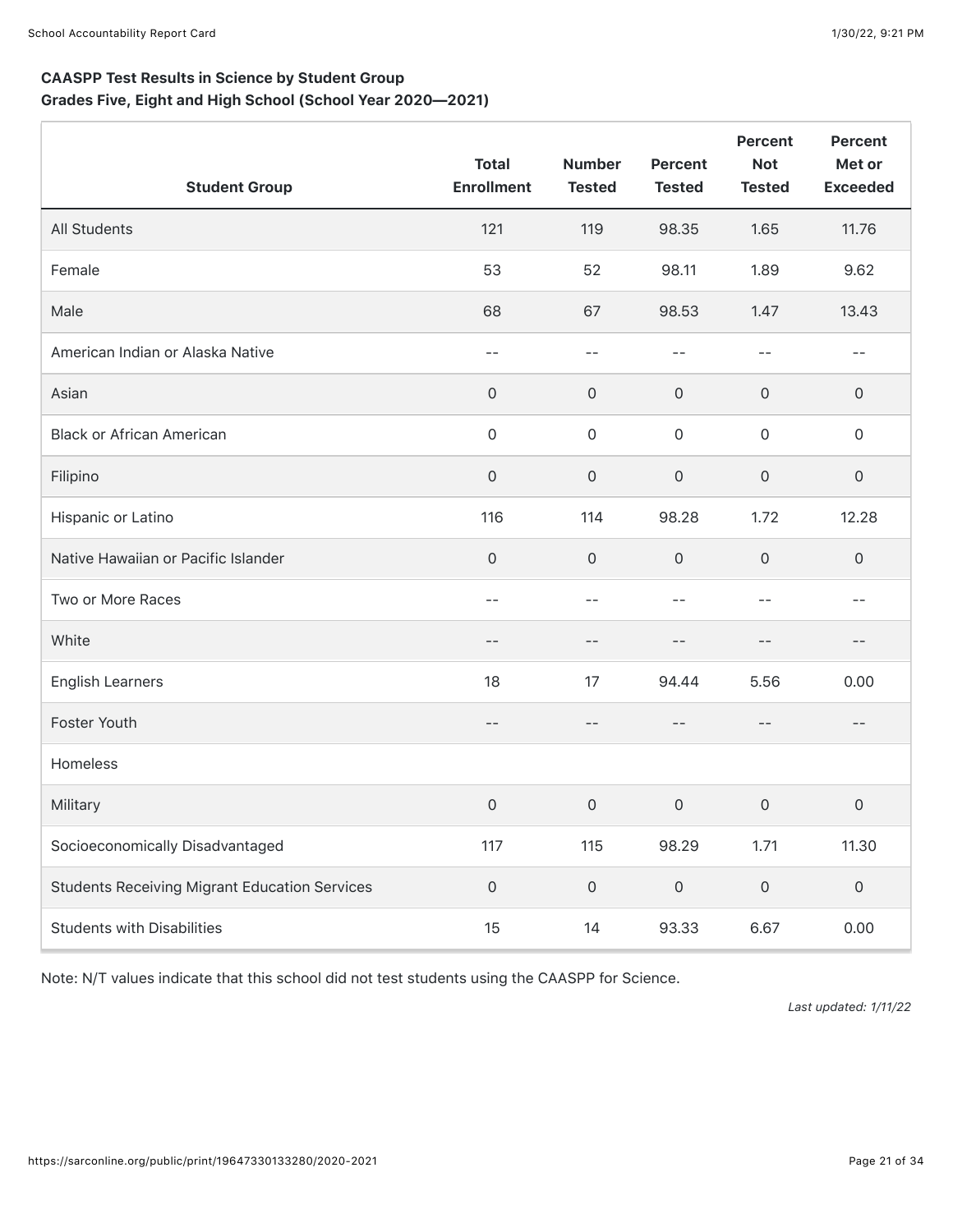**CAASPP Test Results in Science by Student Group**
**Grades Five, Eight and High School (School Year 2020—2021)**

| Student Group | Total Enrollment | Number Tested | Percent Tested | Percent Not Tested | Percent Met or Exceeded |
|---|---|---|---|---|---|
| All Students | 121 | 119 | 98.35 | 1.65 | 11.76 |
| Female | 53 | 52 | 98.11 | 1.89 | 9.62 |
| Male | 68 | 67 | 98.53 | 1.47 | 13.43 |
| American Indian or Alaska Native | -- | -- | -- | -- | -- |
| Asian | 0 | 0 | 0 | 0 | 0 |
| Black or African American | 0 | 0 | 0 | 0 | 0 |
| Filipino | 0 | 0 | 0 | 0 | 0 |
| Hispanic or Latino | 116 | 114 | 98.28 | 1.72 | 12.28 |
| Native Hawaiian or Pacific Islander | 0 | 0 | 0 | 0 | 0 |
| Two or More Races | -- | -- | -- | -- | -- |
| White | -- | -- | -- | -- | -- |
| English Learners | 18 | 17 | 94.44 | 5.56 | 0.00 |
| Foster Youth | -- | -- | -- | -- | -- |
| Homeless | | | | | |
| Military | 0 | 0 | 0 | 0 | 0 |
| Socioeconomically Disadvantaged | 117 | 115 | 98.29 | 1.71 | 11.30 |
| Students Receiving Migrant Education Services | 0 | 0 | 0 | 0 | 0 |
| Students with Disabilities | 15 | 14 | 93.33 | 6.67 | 0.00 |

Note: N/T values indicate that this school did not test students using the CAASPP for Science.

*Last updated: 1/11/22*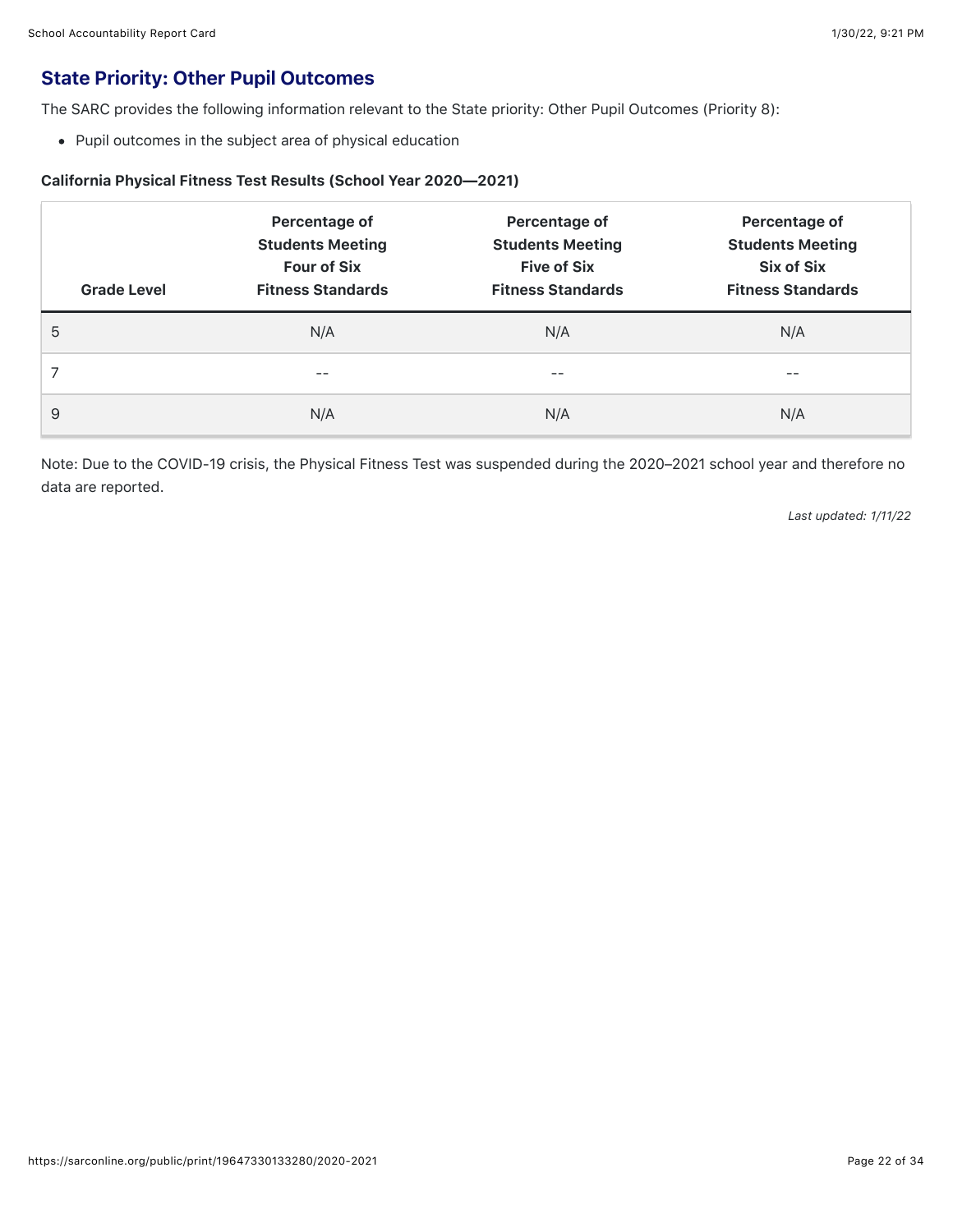## State Priority: Other Pupil Outcomes

The SARC provides the following information relevant to the State priority: Other Pupil Outcomes (Priority 8):

- Pupil outcomes in the subject area of physical education

**California Physical Fitness Test Results (School Year 2020—2021)**

| Grade Level | Percentage of Students Meeting Four of Six Fitness Standards | Percentage of Students Meeting Five of Six Fitness Standards | Percentage of Students Meeting Six of Six Fitness Standards |
| --- | --- | --- | --- |
| 5 | N/A | N/A | N/A |
| 7 | -- | -- | -- |
| 9 | N/A | N/A | N/A |

Note: Due to the COVID-19 crisis, the Physical Fitness Test was suspended during the 2020–2021 school year and therefore no data are reported.

*Last updated: 1/11/22*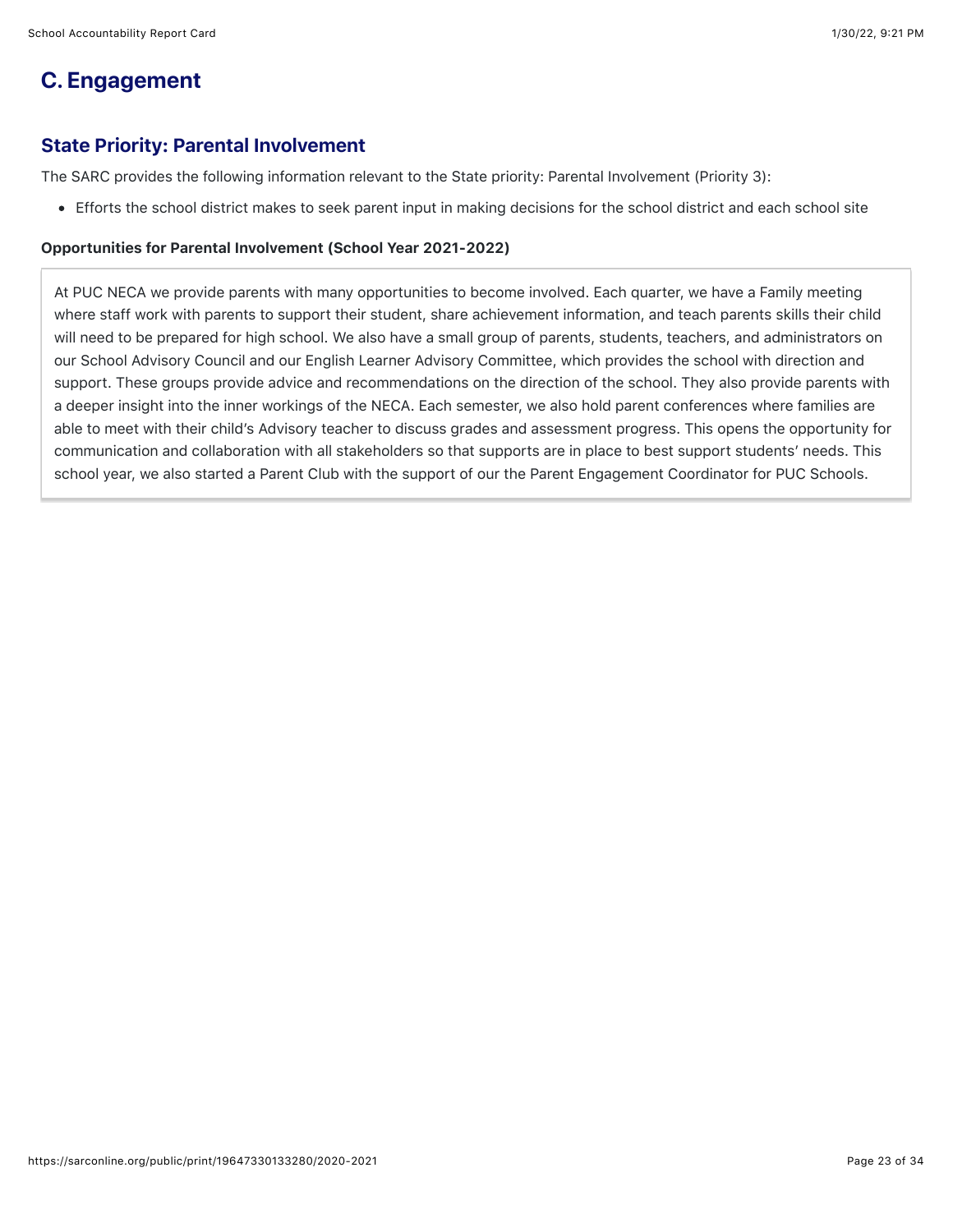## C. Engagement

### State Priority: Parental Involvement

The SARC provides the following information relevant to the State priority: Parental Involvement (Priority 3):

- Efforts the school district makes to seek parent input in making decisions for the school district and each school site

**Opportunities for Parental Involvement (School Year 2021-2022)**

At PUC NECA we provide parents with many opportunities to become involved. Each quarter, we have a Family meeting where staff work with parents to support their student, share achievement information, and teach parents skills their child will need to be prepared for high school. We also have a small group of parents, students, teachers, and administrators on our School Advisory Council and our English Learner Advisory Committee, which provides the school with direction and support. These groups provide advice and recommendations on the direction of the school. They also provide parents with a deeper insight into the inner workings of the NECA. Each semester, we also hold parent conferences where families are able to meet with their child's Advisory teacher to discuss grades and assessment progress. This opens the opportunity for communication and collaboration with all stakeholders so that supports are in place to best support students' needs. This school year, we also started a Parent Club with the support of our the Parent Engagement Coordinator for PUC Schools.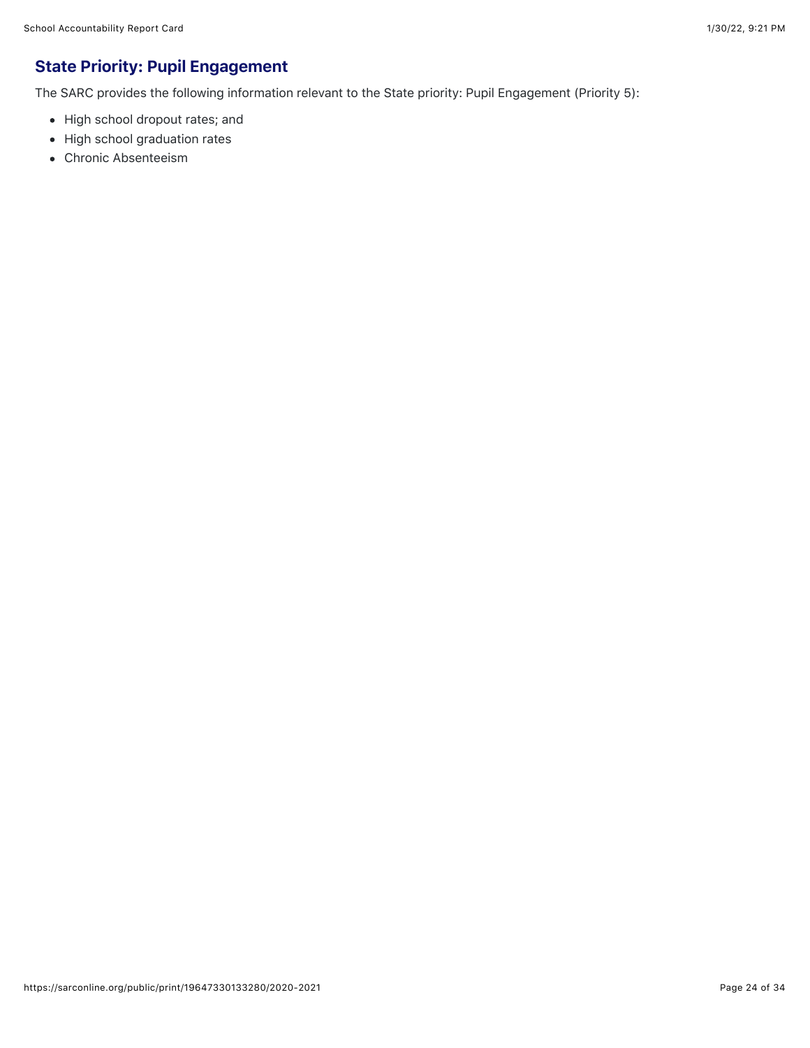## State Priority: Pupil Engagement

The SARC provides the following information relevant to the State priority: Pupil Engagement (Priority 5):

- High school dropout rates; and
- High school graduation rates
- Chronic Absenteeism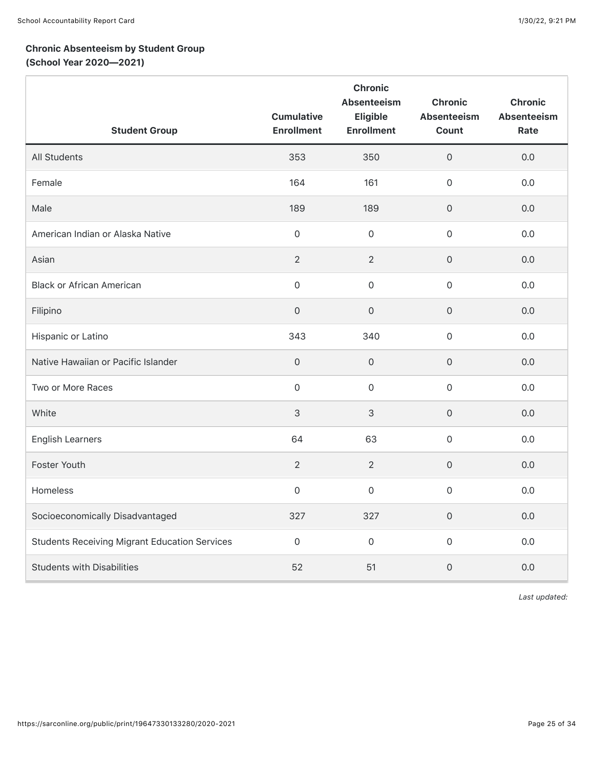**Chronic Absenteeism by Student Group (School Year 2020—2021)**

| Student Group | Cumulative Enrollment | Chronic Absenteeism Eligible Enrollment | Chronic Absenteeism Count | Chronic Absenteeism Rate |
|---|---|---|---|---|
| All Students | 353 | 350 | 0 | 0.0 |
| Female | 164 | 161 | 0 | 0.0 |
| Male | 189 | 189 | 0 | 0.0 |
| American Indian or Alaska Native | 0 | 0 | 0 | 0.0 |
| Asian | 2 | 2 | 0 | 0.0 |
| Black or African American | 0 | 0 | 0 | 0.0 |
| Filipino | 0 | 0 | 0 | 0.0 |
| Hispanic or Latino | 343 | 340 | 0 | 0.0 |
| Native Hawaiian or Pacific Islander | 0 | 0 | 0 | 0.0 |
| Two or More Races | 0 | 0 | 0 | 0.0 |
| White | 3 | 3 | 0 | 0.0 |
| English Learners | 64 | 63 | 0 | 0.0 |
| Foster Youth | 2 | 2 | 0 | 0.0 |
| Homeless | 0 | 0 | 0 | 0.0 |
| Socioeconomically Disadvantaged | 327 | 327 | 0 | 0.0 |
| Students Receiving Migrant Education Services | 0 | 0 | 0 | 0.0 |
| Students with Disabilities | 52 | 51 | 0 | 0.0 |

*Last updated:*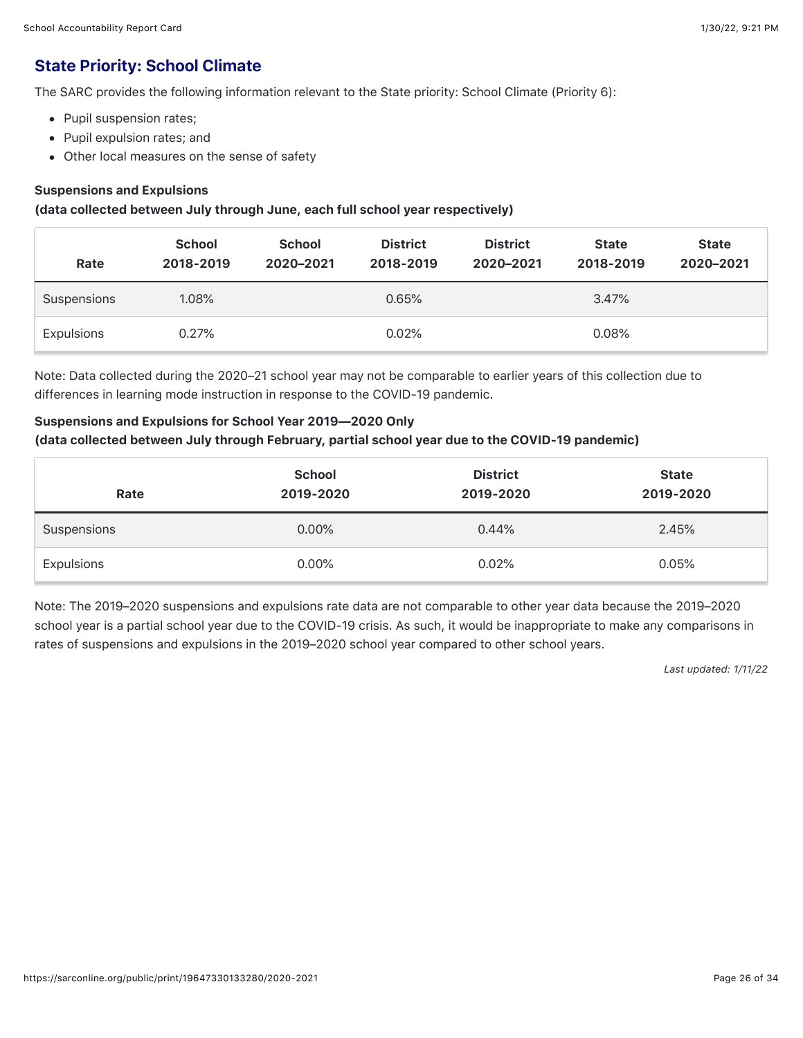## State Priority: School Climate

The SARC provides the following information relevant to the State priority: School Climate (Priority 6):

- Pupil suspension rates;
- Pupil expulsion rates; and
- Other local measures on the sense of safety

**Suspensions and Expulsions**
**(data collected between July through June, each full school year respectively)**

| Rate | School 2018-2019 | School 2020–2021 | District 2018-2019 | District 2020–2021 | State 2018-2019 | State 2020–2021 |
|---|---|---|---|---|---|---|
| Suspensions | 1.08% | | 0.65% | | 3.47% | |
| Expulsions | 0.27% | | 0.02% | | 0.08% | |

Note: Data collected during the 2020–21 school year may not be comparable to earlier years of this collection due to differences in learning mode instruction in response to the COVID-19 pandemic.

**Suspensions and Expulsions for School Year 2019—2020 Only**
**(data collected between July through February, partial school year due to the COVID-19 pandemic)**

| Rate | School 2019-2020 | District 2019-2020 | State 2019-2020 |
|---|---|---|---|
| Suspensions | 0.00% | 0.44% | 2.45% |
| Expulsions | 0.00% | 0.02% | 0.05% |

Note: The 2019–2020 suspensions and expulsions rate data are not comparable to other year data because the 2019–2020 school year is a partial school year due to the COVID-19 crisis. As such, it would be inappropriate to make any comparisons in rates of suspensions and expulsions in the 2019–2020 school year compared to other school years.

*Last updated: 1/11/22*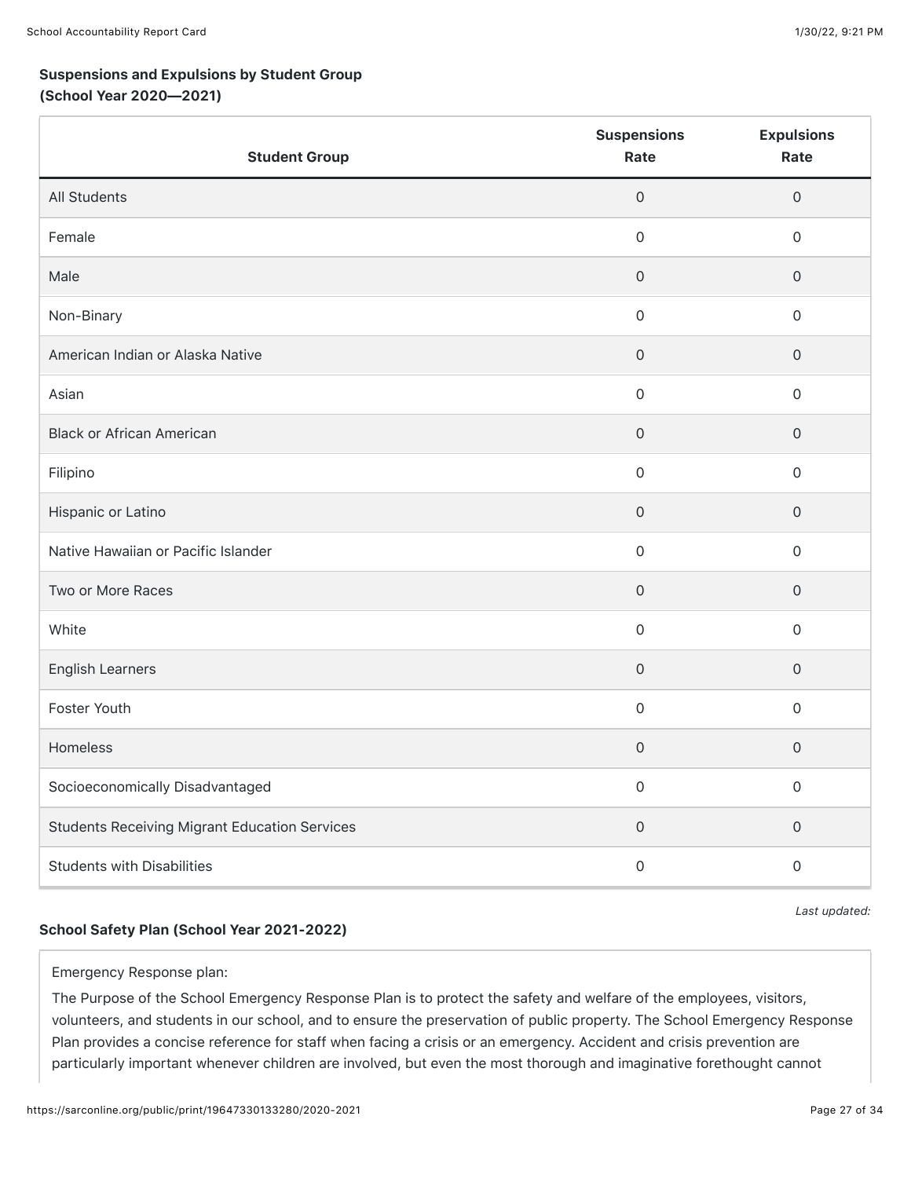**Suspensions and Expulsions by Student Group (School Year 2020—2021)**

| Student Group | Suspensions Rate | Expulsions Rate |
|---|---|---|
| All Students | 0 | 0 |
| Female | 0 | 0 |
| Male | 0 | 0 |
| Non-Binary | 0 | 0 |
| American Indian or Alaska Native | 0 | 0 |
| Asian | 0 | 0 |
| Black or African American | 0 | 0 |
| Filipino | 0 | 0 |
| Hispanic or Latino | 0 | 0 |
| Native Hawaiian or Pacific Islander | 0 | 0 |
| Two or More Races | 0 | 0 |
| White | 0 | 0 |
| English Learners | 0 | 0 |
| Foster Youth | 0 | 0 |
| Homeless | 0 | 0 |
| Socioeconomically Disadvantaged | 0 | 0 |
| Students Receiving Migrant Education Services | 0 | 0 |
| Students with Disabilities | 0 | 0 |

*Last updated:*

**School Safety Plan (School Year 2021-2022)**

Emergency Response plan:

The Purpose of the School Emergency Response Plan is to protect the safety and welfare of the employees, visitors, volunteers, and students in our school, and to ensure the preservation of public property. The School Emergency Response Plan provides a concise reference for staff when facing a crisis or an emergency. Accident and crisis prevention are particularly important whenever children are involved, but even the most thorough and imaginative forethought cannot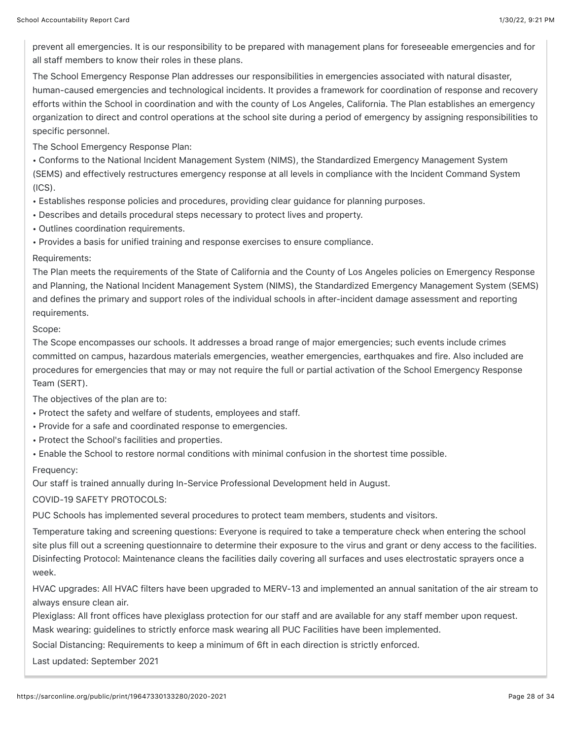prevent all emergencies. It is our responsibility to be prepared with management plans for foreseeable emergencies and for all staff members to know their roles in these plans.

The School Emergency Response Plan addresses our responsibilities in emergencies associated with natural disaster, human-caused emergencies and technological incidents. It provides a framework for coordination of response and recovery efforts within the School in coordination and with the county of Los Angeles, California. The Plan establishes an emergency organization to direct and control operations at the school site during a period of emergency by assigning responsibilities to specific personnel.

The School Emergency Response Plan:

- Conforms to the National Incident Management System (NIMS), the Standardized Emergency Management System (SEMS) and effectively restructures emergency response at all levels in compliance with the Incident Command System (ICS).
- Establishes response policies and procedures, providing clear guidance for planning purposes.
- Describes and details procedural steps necessary to protect lives and property.
- Outlines coordination requirements.
- Provides a basis for unified training and response exercises to ensure compliance.

Requirements:

The Plan meets the requirements of the State of California and the County of Los Angeles policies on Emergency Response and Planning, the National Incident Management System (NIMS), the Standardized Emergency Management System (SEMS) and defines the primary and support roles of the individual schools in after-incident damage assessment and reporting requirements.

Scope:

The Scope encompasses our schools. It addresses a broad range of major emergencies; such events include crimes committed on campus, hazardous materials emergencies, weather emergencies, earthquakes and fire. Also included are procedures for emergencies that may or may not require the full or partial activation of the School Emergency Response Team (SERT).

The objectives of the plan are to:

- Protect the safety and welfare of students, employees and staff.
- Provide for a safe and coordinated response to emergencies.
- Protect the School's facilities and properties.
- Enable the School to restore normal conditions with minimal confusion in the shortest time possible.

Frequency:

Our staff is trained annually during In-Service Professional Development held in August.

COVID-19 SAFETY PROTOCOLS:

PUC Schools has implemented several procedures to protect team members, students and visitors.

Temperature taking and screening questions: Everyone is required to take a temperature check when entering the school site plus fill out a screening questionnaire to determine their exposure to the virus and grant or deny access to the facilities.
Disinfecting Protocol: Maintenance cleans the facilities daily covering all surfaces and uses electrostatic sprayers once a week.

HVAC upgrades: All HVAC filters have been upgraded to MERV-13 and implemented an annual sanitation of the air stream to always ensure clean air.

Plexiglass: All front offices have plexiglass protection for our staff and are available for any staff member upon request.
Mask wearing: guidelines to strictly enforce mask wearing all PUC Facilities have been implemented.

Social Distancing: Requirements to keep a minimum of 6ft in each direction is strictly enforced.

Last updated: September 2021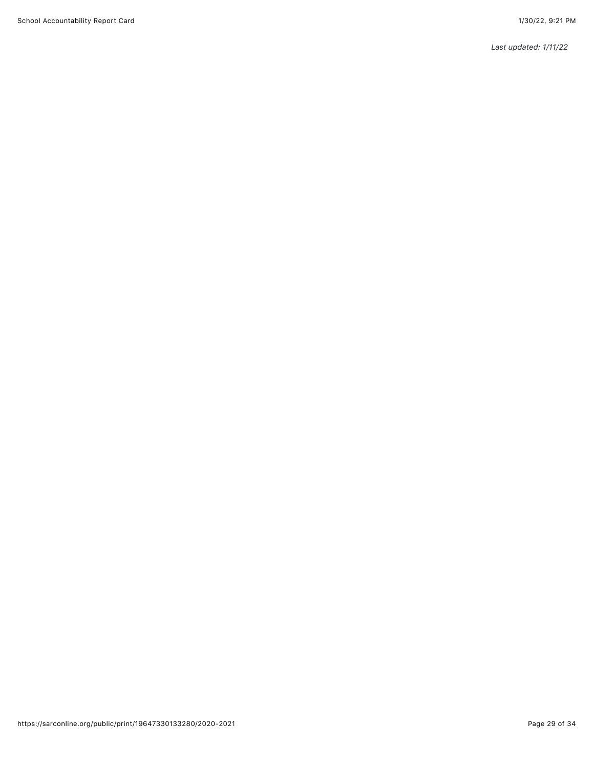*Last updated: 1/11/22*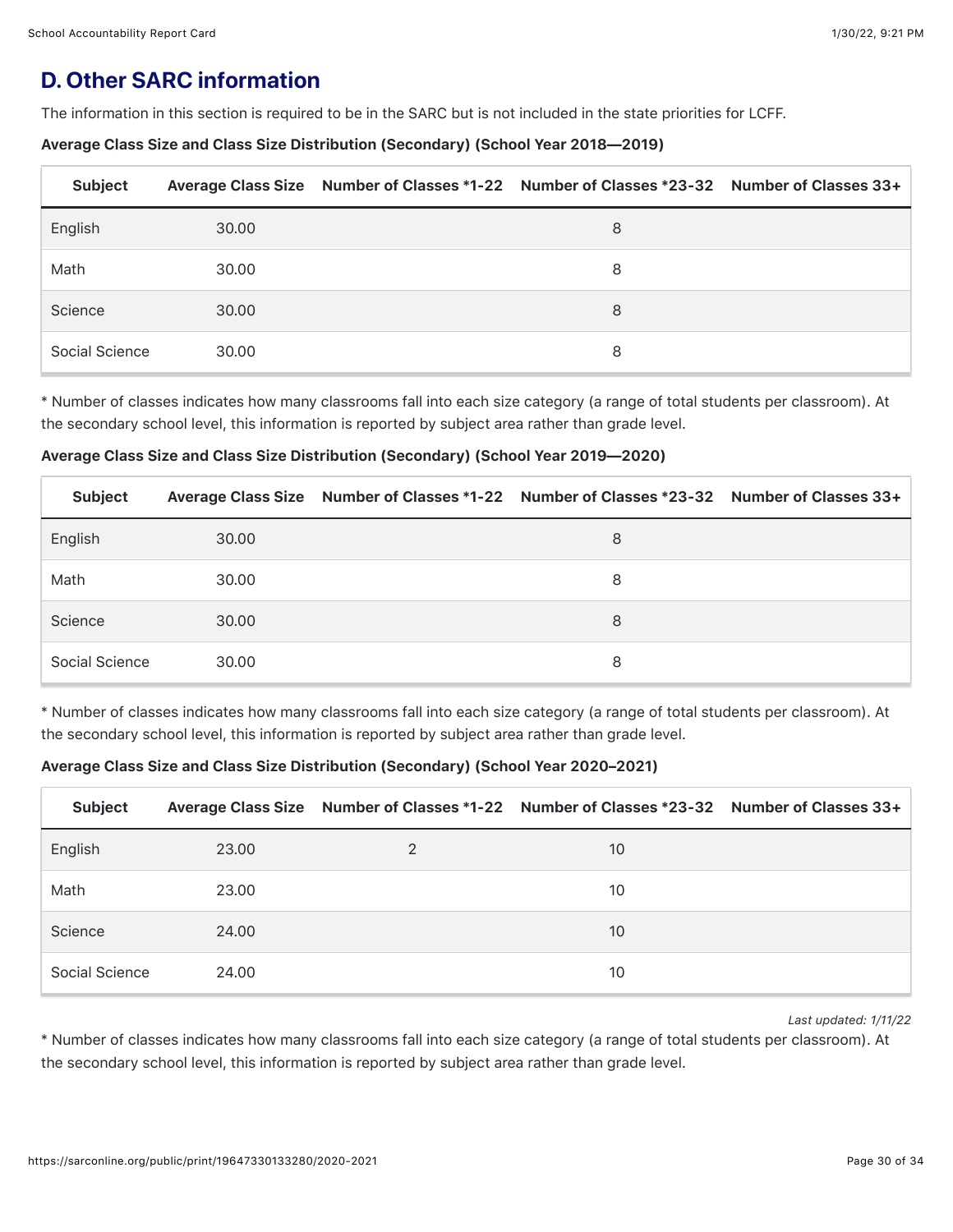## D. Other SARC information

The information in this section is required to be in the SARC but is not included in the state priorities for LCFF.

**Average Class Size and Class Size Distribution (Secondary) (School Year 2018—2019)**

| Subject | Average Class Size | Number of Classes *1-22 | Number of Classes *23-32 | Number of Classes 33+ |
|---|---|---|---|---|
| English | 30.00 | | 8 | |
| Math | 30.00 | | 8 | |
| Science | 30.00 | | 8 | |
| Social Science | 30.00 | | 8 | |

* Number of classes indicates how many classrooms fall into each size category (a range of total students per classroom). At the secondary school level, this information is reported by subject area rather than grade level.

**Average Class Size and Class Size Distribution (Secondary) (School Year 2019—2020)**

| Subject | Average Class Size | Number of Classes *1-22 | Number of Classes *23-32 | Number of Classes 33+ |
|---|---|---|---|---|
| English | 30.00 | | 8 | |
| Math | 30.00 | | 8 | |
| Science | 30.00 | | 8 | |
| Social Science | 30.00 | | 8 | |

* Number of classes indicates how many classrooms fall into each size category (a range of total students per classroom). At the secondary school level, this information is reported by subject area rather than grade level.

**Average Class Size and Class Size Distribution (Secondary) (School Year 2020–2021)**

| Subject | Average Class Size | Number of Classes *1-22 | Number of Classes *23-32 | Number of Classes 33+ |
|---|---|---|---|---|
| English | 23.00 | 2 | 10 | |
| Math | 23.00 | | 10 | |
| Science | 24.00 | | 10 | |
| Social Science | 24.00 | | 10 | |

*Last updated: 1/11/22*

* Number of classes indicates how many classrooms fall into each size category (a range of total students per classroom). At the secondary school level, this information is reported by subject area rather than grade level.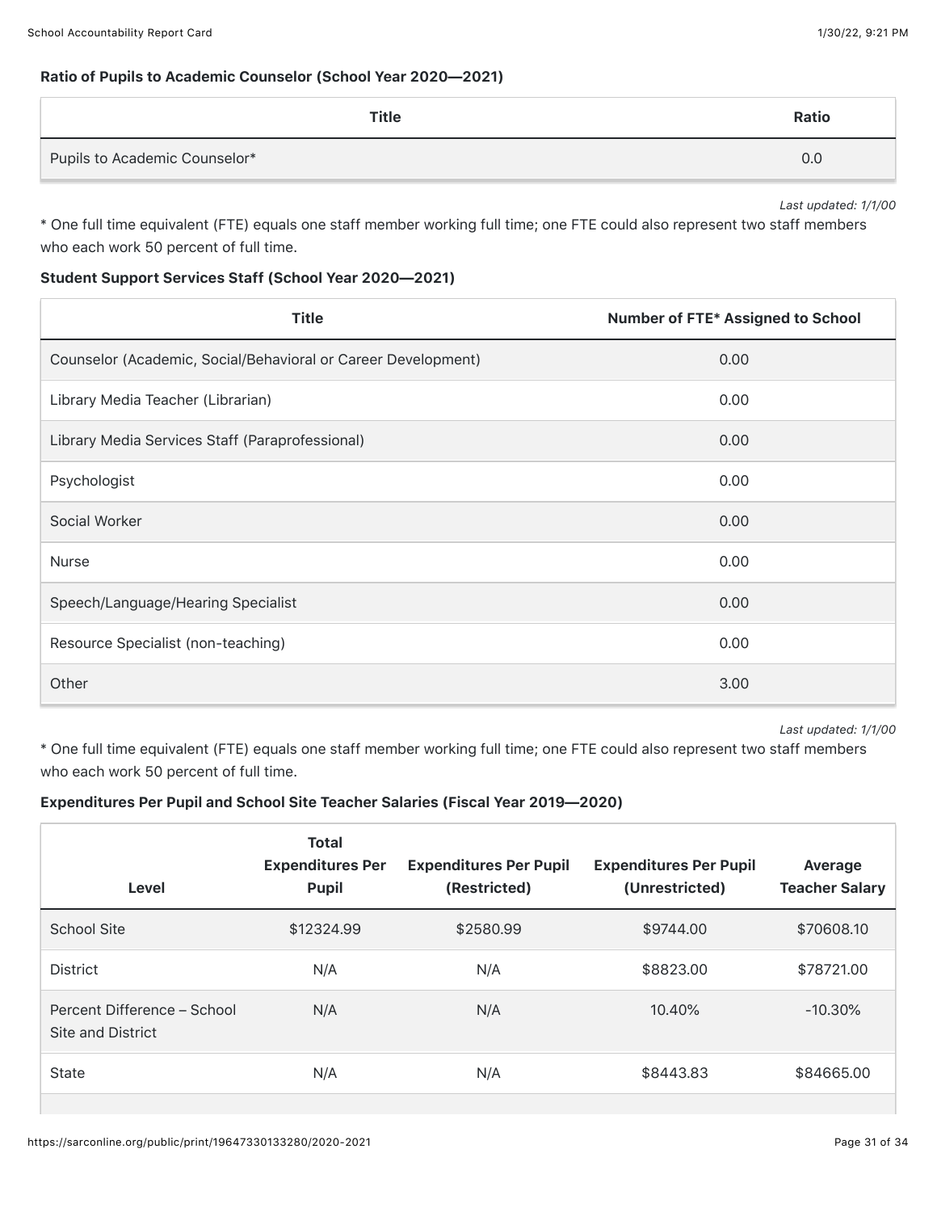**Ratio of Pupils to Academic Counselor (School Year 2020—2021)**

| Title | Ratio |
| --- | --- |
| Pupils to Academic Counselor* | 0.0 |

*Last updated: 1/1/00*

* One full time equivalent (FTE) equals one staff member working full time; one FTE could also represent two staff members who each work 50 percent of full time.

**Student Support Services Staff (School Year 2020—2021)**

| Title | Number of FTE* Assigned to School |
| --- | --- |
| Counselor (Academic, Social/Behavioral or Career Development) | 0.00 |
| Library Media Teacher (Librarian) | 0.00 |
| Library Media Services Staff (Paraprofessional) | 0.00 |
| Psychologist | 0.00 |
| Social Worker | 0.00 |
| Nurse | 0.00 |
| Speech/Language/Hearing Specialist | 0.00 |
| Resource Specialist (non-teaching) | 0.00 |
| Other | 3.00 |

*Last updated: 1/1/00*

* One full time equivalent (FTE) equals one staff member working full time; one FTE could also represent two staff members who each work 50 percent of full time.

**Expenditures Per Pupil and School Site Teacher Salaries (Fiscal Year 2019—2020)**

| Level | Total Expenditures Per Pupil | Expenditures Per Pupil (Restricted) | Expenditures Per Pupil (Unrestricted) | Average Teacher Salary |
| --- | --- | --- | --- | --- |
| School Site | $12324.99 | $2580.99 | $9744.00 | $70608.10 |
| District | N/A | N/A | $8823.00 | $78721.00 |
| Percent Difference – School Site and District | N/A | N/A | 10.40% | -10.30% |
| State | N/A | N/A | $8443.83 | $84665.00 |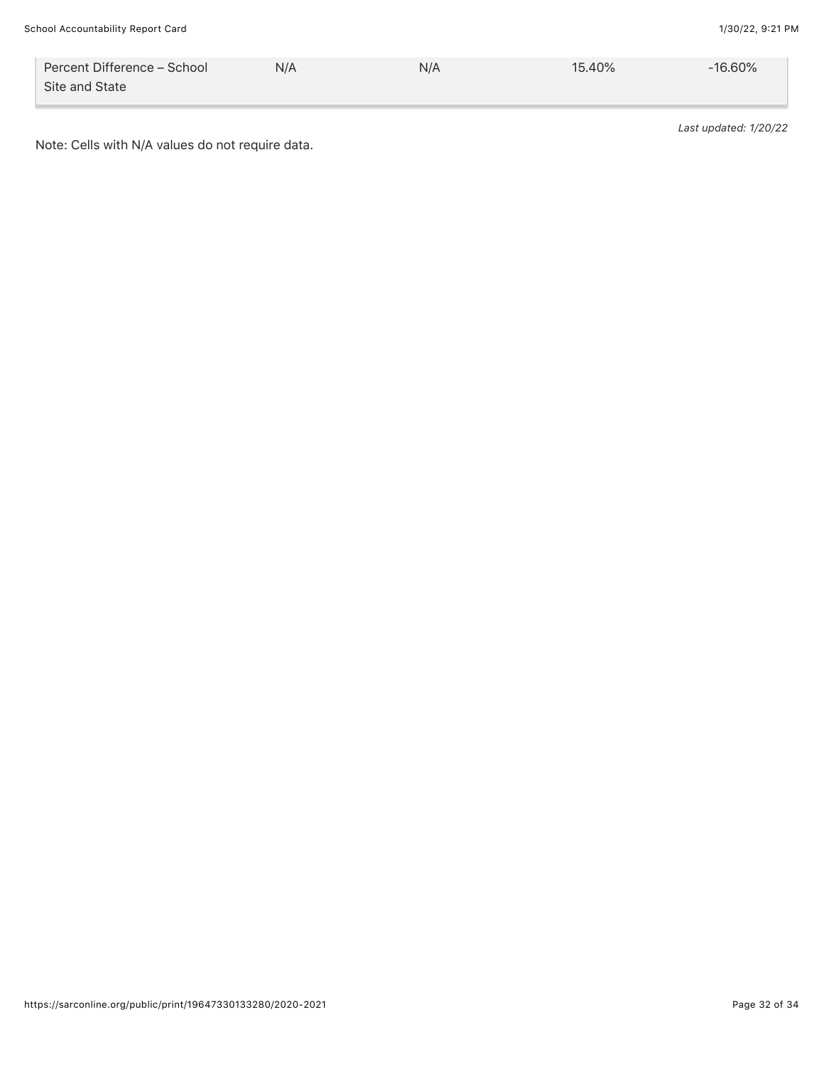|  |  |  |  |  |
| --- | --- | --- | --- | --- |
| Percent Difference – School Site and State | N/A | N/A | 15.40% | -16.60% |

*Last updated: 1/20/22*

Note: Cells with N/A values do not require data.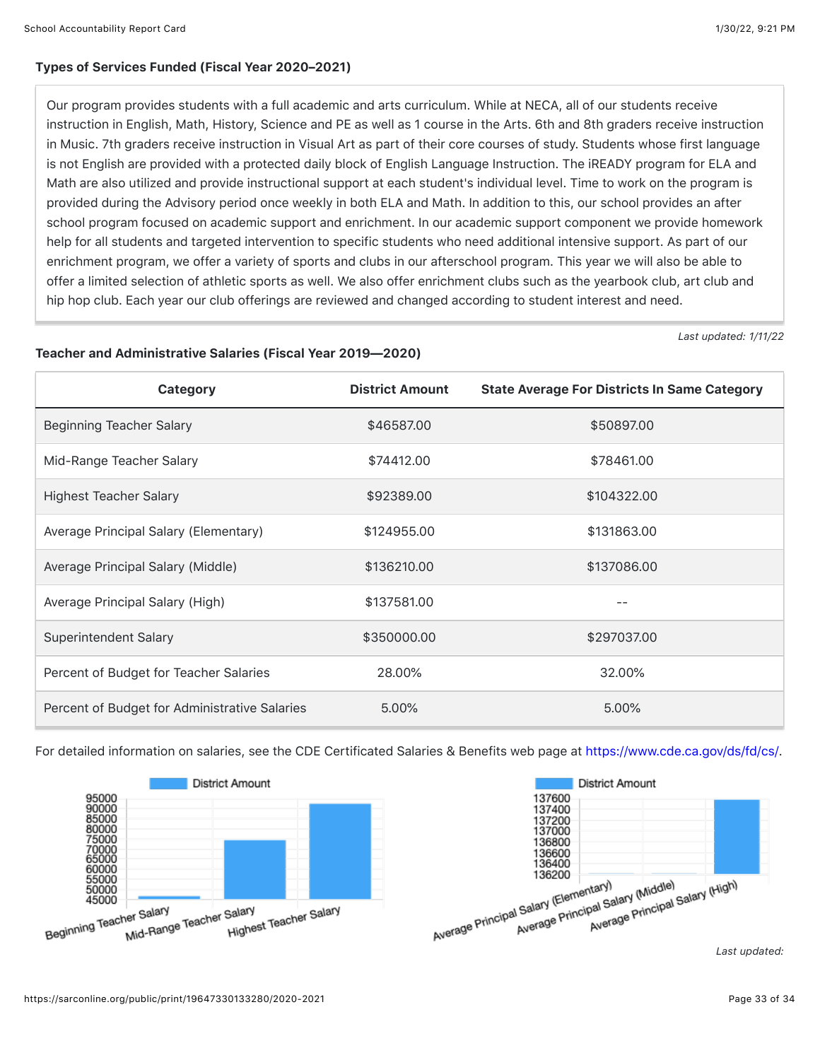**Types of Services Funded (Fiscal Year 2020–2021)**

Our program provides students with a full academic and arts curriculum. While at NECA, all of our students receive instruction in English, Math, History, Science and PE as well as 1 course in the Arts. 6th and 8th graders receive instruction in Music. 7th graders receive instruction in Visual Art as part of their core courses of study. Students whose first language is not English are provided with a protected daily block of English Language Instruction. The iREADY program for ELA and Math are also utilized and provide instructional support at each student's individual level. Time to work on the program is provided during the Advisory period once weekly in both ELA and Math. In addition to this, our school provides an after school program focused on academic support and enrichment. In our academic support component we provide homework help for all students and targeted intervention to specific students who need additional intensive support. As part of our enrichment program, we offer a variety of sports and clubs in our afterschool program. This year we will also be able to offer a limited selection of athletic sports as well. We also offer enrichment clubs such as the yearbook club, art club and hip hop club. Each year our club offerings are reviewed and changed according to student interest and need.

*Last updated: 1/11/22*

**Teacher and Administrative Salaries (Fiscal Year 2019—2020)**

| Category | District Amount | State Average For Districts In Same Category |
|---|---|---|
| Beginning Teacher Salary | $46587.00 | $50897.00 |
| Mid-Range Teacher Salary | $74412.00 | $78461.00 |
| Highest Teacher Salary | $92389.00 | $104322.00 |
| Average Principal Salary (Elementary) | $124955.00 | $131863.00 |
| Average Principal Salary (Middle) | $136210.00 | $137086.00 |
| Average Principal Salary (High) | $137581.00 | -- |
| Superintendent Salary | $350000.00 | $297037.00 |
| Percent of Budget for Teacher Salaries | 28.00% | 32.00% |
| Percent of Budget for Administrative Salaries | 5.00% | 5.00% |

For detailed information on salaries, see the CDE Certificated Salaries & Benefits web page at https://www.cde.ca.gov/ds/fd/cs/.

*Last updated:*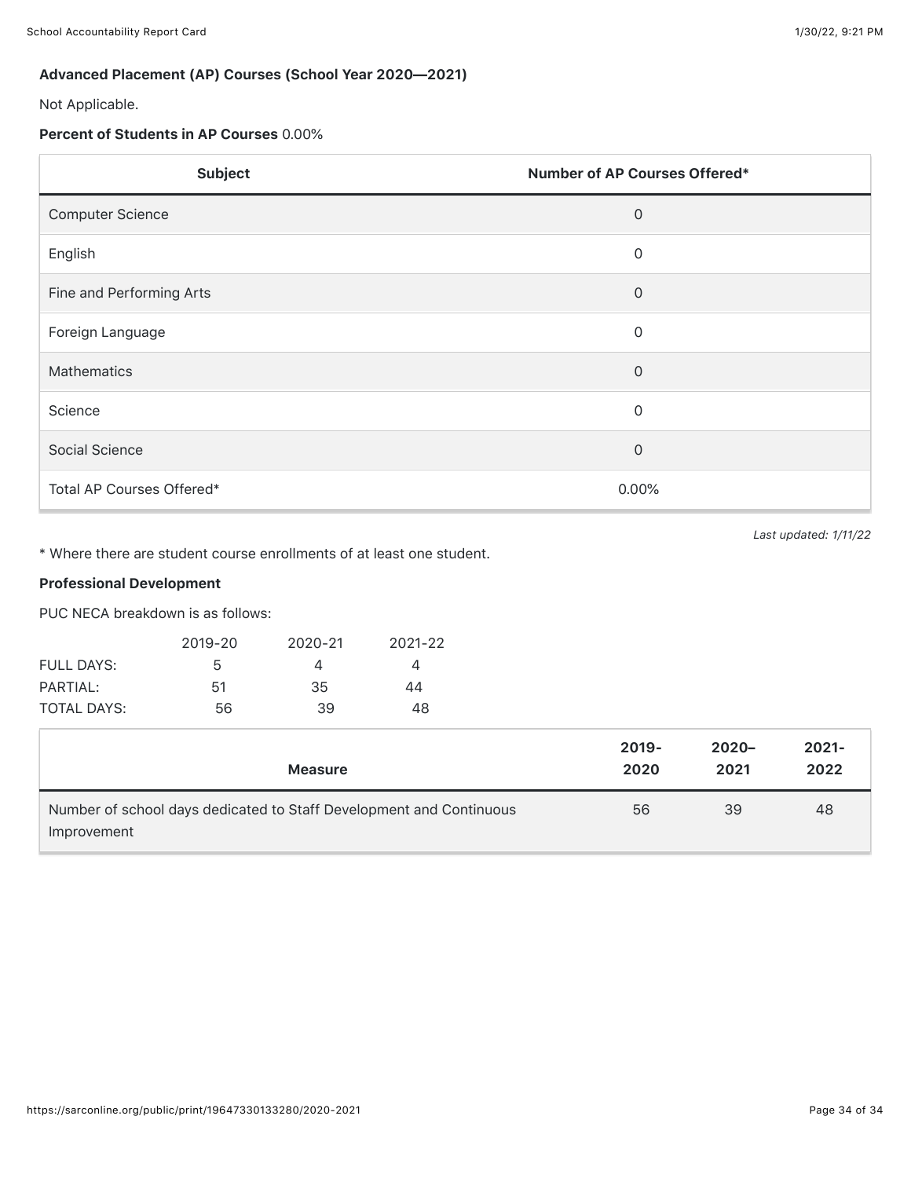**Advanced Placement (AP) Courses (School Year 2020—2021)**

Not Applicable.

**Percent of Students in AP Courses** 0.00%

| Subject | Number of AP Courses Offered* |
|---|---|
| Computer Science | 0 |
| English | 0 |
| Fine and Performing Arts | 0 |
| Foreign Language | 0 |
| Mathematics | 0 |
| Science | 0 |
| Social Science | 0 |
| Total AP Courses Offered* | 0.00% |

*Last updated: 1/11/22*

* Where there are student course enrollments of at least one student.

**Professional Development**

PUC NECA breakdown is as follows:

| | 2019-20 | 2020-21 | 2021-22 |
|---|---|---|---|
| FULL DAYS: | 5 | 4 | 4 |
| PARTIAL: | 51 | 35 | 44 |
| TOTAL DAYS: | 56 | 39 | 48 |

| Measure | 2019-2020 | 2020–2021 | 2021-2022 |
|---|---|---|---|
| Number of school days dedicated to Staff Development and Continuous Improvement | 56 | 39 | 48 |